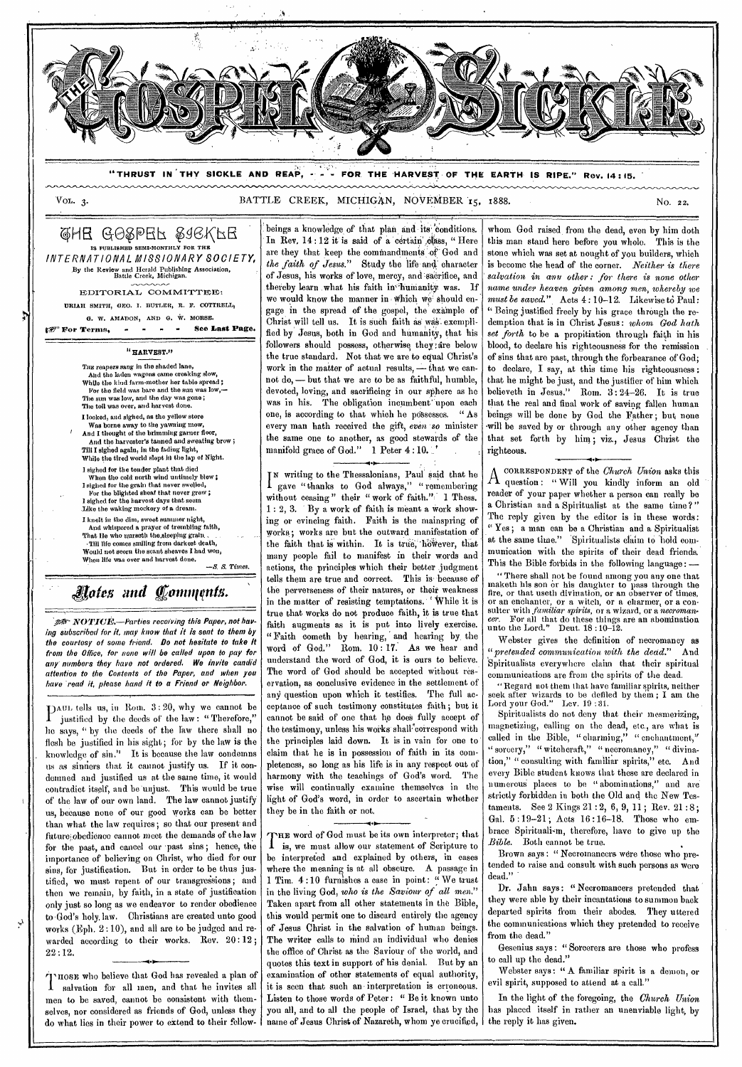# THE GOSPEL SICKLE.

"THRUST IN THY SICKLE AND REAP, - - - FOR THE HARVEST OF THE EARTH IS RIPE." Rev. 14:15.

VOL. 3. BATTLE CREEK, MICHIGAN, NOVEMBER 15, 1888. No. 22.

## THE GOSPEL SICKLE

IS PUBLISHED SEMI-MONTHLY FOR THE

*INTERNATIONAL MISSIONARY SOCIETY*,

By the Review and Herald Publishing Association, Battle Creek, Michigan.

EDITORIAL COMMITTEE:

URIAH SMITH, GEO. I. BUTLER, R. F. COTTRELL, G. W. AMADON, AND G. W. MORSE.

☞ For Terms, - - - - See Last Page.

### "HARVEST."

The reapers sang in the shaded lane,
And the laden wagons came creaking slow,
While the kind farm-mother her table spread;
For the field was bare and the sun was low,—
The sun was low, and the day was gone;
The toil was over, and harvest done.

I looked, and sighed, as the yellow store
Was borne away to the yawning mow,
And I thought of the brimming garner floor,
And the harvester's tanned and sweating brow;
Till I sighed again, in the fading light,
While the tired world slept in the lap of Night.

I sighed for the tender plant that died
When the cold north wind untimely blew;
I sighed for the grain that never swelled,
For the blighted sheaf that never grew;
I sighed for the harvest days that seem
Like the waking mockery of a dream.

I knelt in the dim, sweet summer night,
And whispered a prayer of trembling faith,
That He who nurseth the sleeping grain
Till life comes smiling from darkest death,
Would not scorn the scant sheaves I had won,
When life was over and harvest done.

—*S. S. Times.*

## Notes and Comments.

☞ *NOTICE.—Parties receiving this Paper, not having subscribed for it, may know that it is sent to them by the courtesy of some friend. Do not hesitate to take it from the Office, for none will be called upon to pay for any numbers they have not ordered. We invite candid attention to the Contents of the Paper, and when you have read it, please hand it to a Friend or Neighbor.*

PAUL tells us, in Rom. 3:20, why we cannot be justified by the deeds of the law: "Therefore," he says, "by the deeds of the law there shall no flesh be justified in his sight; for by the law is the knowledge of sin." It is because the law condemns us as sinners that it cannot justify us. If it condemned and justified us at the same time, it would contradict itself, and be unjust. This would be true of the law of our own land. The law cannot justify us, because none of our good works can be better than what the law requires; so that our present and future obedience cannot meet the demands of the law for the past, and cancel our past sins; hence, the importance of believing on Christ, who died for our sins, for justification. But in order to be thus justified, we must repent of our transgressions; and then we remain, by faith, in a state of justification only just so long as we endeavor to render obedience to God's holy law. Christians are created unto good works (Eph. 2:10), and all are to be judged and rewarded according to their works. Rev. 20:12; 22:12.

THOSE who believe that God has revealed a plan of salvation for all men, and that he invites all men to be saved, cannot be consistent with themselves, nor considered as friends of God, unless they do what lies in their power to extend to their fellow-beings a knowledge of that plan and its conditions. In Rev. 14:12 it is said of a certain class, "Here are they that keep the commandments of God and *the faith of Jesus*." Study the life and character of Jesus, his works of love, mercy, and sacrifice, and thereby learn what his faith in humanity was. If we would know the manner in which we should engage in the spread of the gospel, the example of Christ will tell us. It is such faith as was exemplified by Jesus, both in God and humanity, that his followers should possess, otherwise they are below the true standard. Not that we are to equal Christ's work in the matter of actual results,—that we cannot do,—but that we are to be as faithful, humble, devoted, loving, and sacrificing in our sphere as he was in his. The obligation incumbent upon each one, is according to that which he possesses. "As every man hath received the gift, *even so* minister the same one to another, as good stewards of the manifold grace of God." 1 Peter 4:10.

IN writing to the Thessalonians, Paul said that he gave "thanks to God always," "remembering without ceasing" their "work of faith." 1 Thess. 1:2, 3. By a work of faith is meant a work showing or evincing faith. Faith is the mainspring of works; works are but the outward manifestation of the faith that is within. It is true, however, that many people fail to manifest in their words and actions, the principles which their better judgment tells them are true and correct. This is because of the perverseness of their natures, or their weakness in the matter of resisting temptations. While it is true that works do not produce faith, it is true that faith augments as it is put into lively exercise. "Faith cometh by hearing, and hearing by the word of God." Rom. 10:17. As we hear and understand the word of God, it is ours to believe. The word of God should be accepted without reservation, as conclusive evidence in the settlement of any question upon which it testifies. The full acceptance of such testimony constitutes faith; but it cannot be said of one that he does fully accept of the testimony, unless his works shall correspond with the principles laid down. It is in vain for one to claim that he is in possession of faith in its completeness, so long as his life is in any respect out of harmony with the teachings of God's word. The wise will continually examine themselves in the light of God's word, in order to ascertain whether they be in the faith or not.

THE word of God must be its own interpreter; that is, we must allow our statement of Scripture to be interpreted and explained by others, in cases where the meaning is at all obscure. A passage in 1 Tim. 4:10 furnishes a case in point: "We trust in the living God, *who is the Saviour of all men*." Taken apart from all other statements in the Bible, this would permit one to discard entirely the agency of Jesus Christ in the salvation of human beings. The writer calls to mind an individual who denies the office of Christ as the Saviour of the world, and quotes this text in support of his denial. But by an examination of other statements of equal authority, it is seen that such an interpretation is erroneous. Listen to those words of Peter: "Be it known unto you all, and to all the people of Israel, that by the name of Jesus Christ of Nazareth, whom ye crucified, whom God raised from the dead, even by him doth this man stand here before you whole. This is the stone which was set at nought of you builders, which is become the head of the corner. *Neither is there salvation in any other: for there is none other name under heaven given among men, whereby we must be saved*." Acts 4:10–12. Likewise to Paul: "Being justified freely by his grace through the redemption that is in Christ Jesus: *whom God hath set forth* to be a propitiation through faith in his blood, to declare his righteousness for the remission of sins that are past, through the forbearance of God; to declare, I say, at this time his righteousness: that he might be just, and the justifier of him which believeth in Jesus." Rom. 3:24–26. It is true that the real and final work of saving fallen human beings will be done by God the Father; but none will be saved by or through any other agency than that set forth by him; viz., Jesus Christ the righteous.

A CORRESPONDENT of the *Church Union* asks this question: "Will you kindly inform an old reader of your paper whether a person can really be a Christian and a Spiritualist at the same time?" The reply given by the editor is in these words: "Yes; a man can be a Christian and a Spiritualist at the same time." Spiritualists claim to hold communication with the spirits of their dead friends. This the Bible forbids in the following language:—

"There shall not be found among you any one that maketh his son or his daughter to pass through the fire, or that useth divination, or an observer of times, or an enchanter, or a witch, or a charmer, or a consulter with *familiar spirits*, or a wizard, or a *necromancer*. For all that do these things are an abomination unto the Lord." Deut. 18:10–12.

Webster gives the definition of necromancy as "*pretended communication with the dead*." And Spiritualists everywhere claim that their spiritual communications are from the spirits of the dead.

"Regard not them that have familiar spirits, neither seek after wizards to be defiled by them; I am the Lord your God." Lev. 19:31.

Spiritualists do not deny that their mesmerizing, magnetizing, calling on the dead, etc., are what is called in the Bible, "charming," "enchantment," "sorcery," "witchcraft," "necromancy," "divination," "consulting with familiar spirits," etc. And every Bible student knows that these are declared in numerous places to be "abominations," and are strictly forbidden in both the Old and the New Testaments. See 2 Kings 21:2, 6, 9, 11; Rev. 21:8; Gal. 5:19–21; Acts 16:16–18. Those who embrace Spiritualism, therefore, have to give up the *Bible*. Both cannot be true.

Brown says: "Necromancers were those who pretended to raise and consult with such persons as were dead."

Dr. Jahn says: "Necromancers pretended that they were able by their incantations to summon back departed spirits from their abodes. They uttered the communications which they pretended to receive from the dead."

Gesenius says: "Sorcerers are those who profess to call up the dead."

Webster says: "A familiar spirit is a demon, or evil spirit, supposed to attend at a call."

In the light of the foregoing, the *Church Union* has placed itself in rather an unenviable light, by the reply it has given.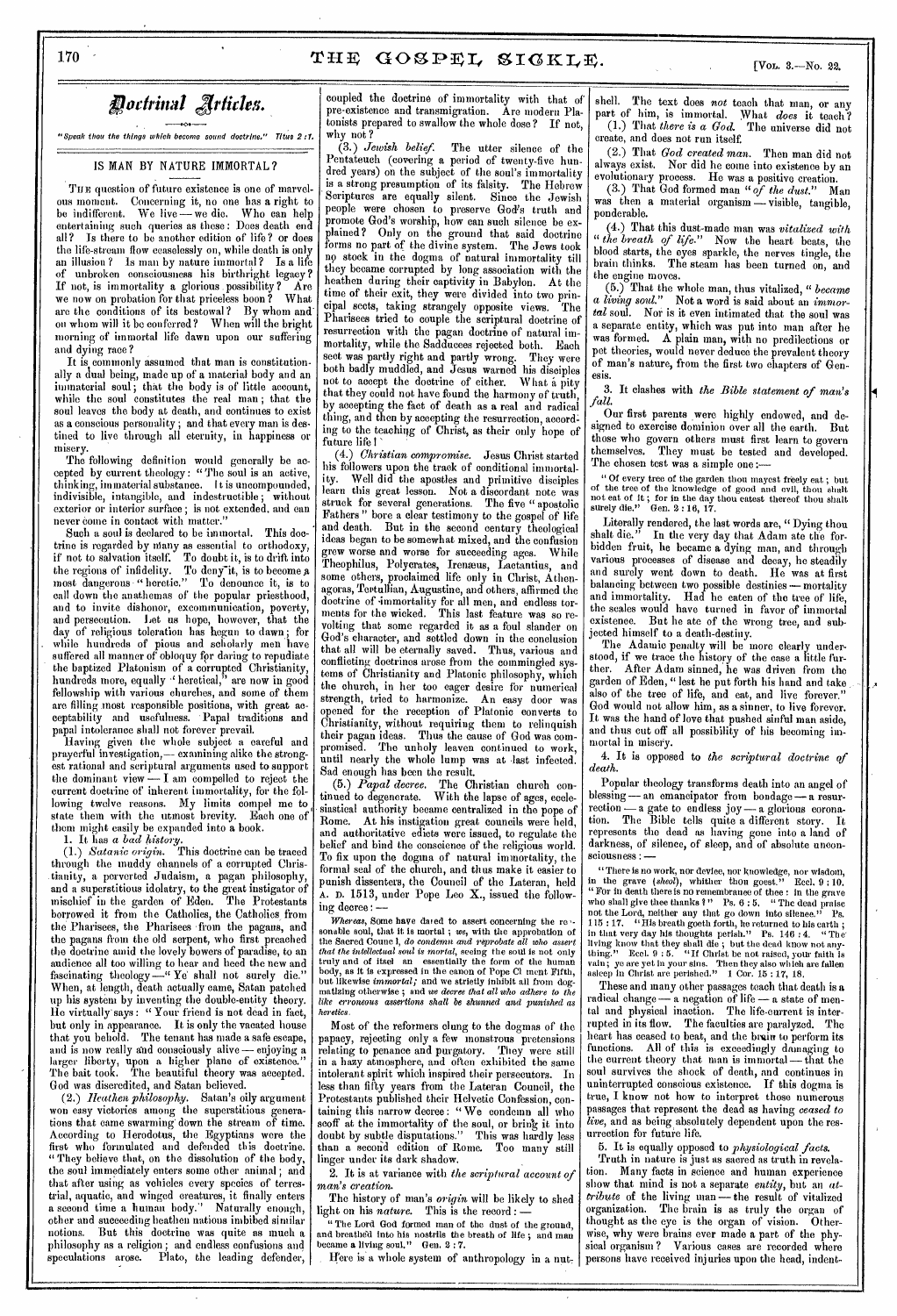# Doctrinal Articles.

*"Speak thou the things which become sound doctrine." Titus 2 : 1.*

## IS MAN BY NATURE IMMORTAL?

THE question of future existence is one of marvelous moment. Concerning it, no one has a right to be indifferent. We live — we die. Who can help entertaining such queries as these: Does death end all? Is there to be another edition of life? or does the life-stream flow ceaselessly on, while death is only an illusion? Is man by nature immortal? Is a life of unbroken consciousness his birthright legacy? If not, is immortality a glorious possibility? Are we now on probation for that priceless boon? What are the conditions of its bestowal? By whom and on whom will it be conferred? When will the bright morning of immortal life dawn upon our suffering and dying race?

It is commonly assumed that man is constitutionally a dual being, made up of a material body and an immaterial soul; that the body is of little account, while the soul constitutes the real man; that the soul leaves the body at death, and continues to exist as a conscious personality; and that every man is destined to live through all eternity, in happiness or misery.

The following definition would generally be accepted by current theology: "The soul is an active, thinking, immaterial substance. It is uncompounded, indivisible, intangible, and indestructible; without exterior or interior surface; is not extended, and can never come in contact with matter."

Such a soul is declared to be immortal. This doctrine is regarded by many as essential to orthodoxy, if not to salvation itself. To doubt it, is to drift into the regions of infidelity. To deny it, is to become a most dangerous "heretic." To denounce it, is to call down the anathemas of the popular priesthood, and to invite dishonor, excommunication, poverty, and persecution. Let us hope, however, that the day of religious toleration has begun to dawn; for while hundreds of pious and scholarly men have suffered all manner of obloquy for daring to repudiate the baptized Platonism of a corrupted Christianity, hundreds more, equally "heretical," are now in good fellowship with various churches, and some of them are filling most responsible positions, with great acceptability and usefulness. Papal traditions and papal intolerance shall not forever prevail.

Having given the whole subject a careful and prayerful investigation,— examining alike the strongest rational and scriptural arguments used to support the dominant view — I am compelled to reject the current doctrine of inherent immortality, for the following twelve reasons. My limits compel me to state them with the utmost brevity. Each one of them might easily be expanded into a book.

1. It has *a bad history.*

(1.) *Satanic origin.* This doctrine can be traced through the muddy channels of a corrupted Christianity, a perverted Judaism, a pagan philosophy, and a superstitious idolatry, to the great instigator of mischief in the garden of Eden. The Protestants borrowed it from the Catholics, the Catholics from the Pharisees, the Pharisees from the pagans, and the pagans from the old serpent, who first preached the doctrine amid the lovely bowers of paradise, to an audience all too willing to hear and heed the new and fascinating theology—"Ye shall not surely die." When, at length, death actually came, Satan patched up his system by inventing the double-entity theory. He virtually says: "Your friend is not dead in fact, but only in appearance. It is only the vacated house that you behold. The tenant has made a safe escape, and is now really and consciously alive — enjoying a larger liberty, upon a higher plane of existence." The bait took. The beautiful theory was accepted. God was discredited, and Satan believed.

(2.) *Heathen philosophy.* Satan's oily argument won easy victories among the superstitious generations that came swarming down the stream of time. According to Herodotus, the Egyptians were the first who formulated and defended this doctrine. "They believe that, on the dissolution of the body, the soul immediately enters some other animal; and that after using as vehicles every species of terrestrial, aquatic, and winged creatures, it finally enters a second time a human body." Naturally enough, other and succeeding heathen nations imbibed similar notions. But this doctrine was quite as much a philosophy as a religion; and endless confusions and speculations arose. Plato, the leading defender, coupled the doctrine of immortality with that of pre-existence and transmigration. Are modern Platonists prepared to swallow the whole dose? If not, why not?

(3.) *Jewish belief.* The utter silence of the Pentateuch (covering a period of twenty-five hundred years) on the subject of the soul's immortality is a strong presumption of its falsity. The Hebrew Scriptures are equally silent. Since the Jewish people were chosen to preserve God's truth and promote God's worship, how can such silence be explained? Only on the ground that said doctrine forms no part of the divine system. The Jews took no stock in the dogma of natural immortality till they became corrupted by long association with the heathen during their captivity in Babylon. At the time of their exit, they were divided into two principal sects, taking strangely opposite views. The Pharisees tried to couple the scriptural doctrine of resurrection with the pagan doctrine of natural immortality, while the Sadducees rejected both. Each sect was partly right and partly wrong. They were both badly muddled, and Jesus warned his disciples not to accept the doctrine of either. What a pity that they could not have found the harmony of truth, by accepting the fact of death as a real and radical thing, and then by accepting the resurrection, according to the teaching of Christ, as their only hope of future life!

(4.) *Christian compromise.* Jesus Christ started his followers upon the track of conditional immortality. Well did the apostles and primitive disciples learn this great lesson. Not a discordant note was struck for several generations. The five "apostolic Fathers" bore a clear testimony to the gospel of life and death. But in the second century theological ideas began to be somewhat mixed, and the confusion grew worse and worse for succeeding ages. While Theophilus, Polycrates, Irenæus, Lactantius, and some others, proclaimed life only in Christ, Athenagoras, Tertullian, Augustine, and others, affirmed the doctrine of immortality for all men, and endless torments for the wicked. This last feature was so revolting that some regarded it as a foul slander on God's character, and settled down in the conclusion that all will be eternally saved. Thus, various and conflicting doctrines arose from the commingled systems of Christianity and Platonic philosophy, which the church, in her too eager desire for numerical strength, tried to harmonize. An easy door was opened for the reception of Platonic converts to Christianity, without requiring them to relinquish their pagan ideas. Thus the cause of God was compromised. The unholy leaven continued to work, until nearly the whole lump was at last infected. Sad enough has been the result.

(5.) *Papal decree.* The Christian church continued to degenerate. With the lapse of ages, ecclesiastical authority became centralized in the pope of Rome. At his instigation great councils were held, and authoritative edicts were issued, to regulate the belief and bind the conscience of the religious world. To fix upon the dogma of natural immortality, the formal seal of the church, and thus make it easier to punish dissenters, the Council of the Lateran, held A. D. 1513, under Pope Leo X., issued the following decree: —

> *Whereas,* Some have dared to assert concerning the reasonable soul, that it is mortal; *we,* with the approbation of the Sacred Council, *do condemn and reprobate all who assert that the intellectual soul is mortal,* seeing the soul is not only truly and of itself an essentially the form of the human body, as it is expressed in the canon of Pope Clement Fifth, but likewise *immortal;* and we strictly inhibit all from dogmatizing otherwise; and *we decree that all who adhere to the like erroneous assertions shall be shunned and punished as heretics.*

Most of the reformers clung to the dogmas of the papacy, rejecting only a few monstrous pretensions relating to penance and purgatory. They were still in a hazy atmosphere, and often exhibited the same intolerant spirit which inspired their persecutors. In less than fifty years from the Lateran Council, the Protestants published their Helvetic Confession, containing this narrow decree: "We condemn all who scoff at the immortality of the soul, or bring it into doubt by subtle disputations." This was hardly less than a second edition of Rome. Too many still linger under its dark shadow.

2. It is at variance with *the scriptural account of man's creation.*

The history of man's *origin* will be likely to shed light on his *nature.* This is the record: —

> "The Lord God formed man of the dust of the ground, and breathed into his nostrils the breath of life; and man became a living soul." Gen. 2 : 7.

Here is a whole system of anthropology in a nutshell. The text does *not* teach that man, or any part of him, is immortal. What *does* it teach?

(1.) That *there is a God.* The universe did not create, and does not run itself.

(2.) That *God created man.* Then man did not always exist. Nor did he come into existence by an evolutionary process. He was a positive creation.

(3.) That God formed man "*of the dust.*" Man was then a material organism — visible, tangible, ponderable.

(4.) That this dust-made man was *vitalized with "the breath of life."* Now the heart beats, the blood starts, the eyes sparkle, the nerves tingle, the brain thinks. The steam has been turned on, and the engine moves.

(5.) That the whole man, thus vitalized, "*became a living soul.*" Not a word is said about an *immortal* soul. Nor is it even intimated that the soul was a separate entity, which was put into man after he was formed. A plain man, with no predilections or pet theories, would never deduce the prevalent theory of man's nature, from the first two chapters of Genesis.

3. It clashes with *the Bible statement of man's fall.*

Our first parents were highly endowed, and designed to exercise dominion over all the earth. But those who govern others must first learn to govern themselves. They must be tested and developed. The chosen test was a simple one:—

> "Of every tree of the garden thou mayest freely eat; but of the tree of the knowledge of good and evil, thou shalt not eat of it; for in the day that thou eatest thereof thou shalt surely die." Gen. 2 : 16, 17.

Literally rendered, the last words are, "Dying thou shalt die." In the very day that Adam ate the forbidden fruit, he became a dying man, and through various processes of disease and decay, he steadily and surely went down to death. He was at first balancing between two possible destinies — mortality and immortality. Had he eaten of the tree of life, the scales would have turned in favor of immortal existence. But he ate of the wrong tree, and subjected himself to a death-destiny.

The Adamic penalty will be more clearly understood, if we trace the history of the case a little further. After Adam sinned, he was driven from the garden of Eden, "lest he put forth his hand and take also of the tree of life, and eat, and live forever." God would not allow him, as a sinner, to live forever. It was the hand of love that pushed sinful man aside, and thus cut off all possibility of his becoming immortal in misery.

4. It is opposed to *the scriptural doctrine of death.*

Popular theology transforms death into an angel of blessing — an emancipator from bondage — a resurrection — a gate to endless joy — a glorious coronation. The Bible tells quite a different story. It represents the dead as having gone into a land of darkness, of silence, of sleep, and of absolute unconsciousness: —

> "There is no work, nor device, nor knowledge, nor wisdom, in the grave (*sheol*), whither thou goest." Eccl. 9 : 10. "For in death there is no remembrance of thee: in the grave who shall give thee thanks?" Ps. 6 : 5. "The dead praise not the Lord, neither any that go down into silence." Ps. 115 : 17. "His breath goeth forth, he returned to his earth; in that very day his thoughts perish." Ps. 146 : 4. "The living know that they shall die; but the dead know not anything." Eccl. 9 : 5. "If Christ be not raised, your faith is vain; ye are yet in your sins. Then they also which are fallen asleep in Christ are perished." 1 Cor. 15 : 17, 18.

These and many other passages teach that death is a radical change — a negation of life — a state of mental and physical inaction. The life-current is interrupted in its flow. The faculties are paralyzed. The heart has ceased to beat, and the brain to perform its functions. All of this is exceedingly damaging to the current theory that man is immortal — that the soul survives the shock of death, and continues in uninterrupted conscious existence. If this dogma is true, I know not how to interpret those numerous passages that represent the dead as having *ceased to live,* and as being absolutely dependent upon the resurrection for future life.

5. It is equally opposed to *physiological facts.*

Truth in nature is just as sacred as truth in revelation. Many facts in science and human experience show that mind is not a separate *entity,* but an *attribute* of the living man — the result of vitalized organization. The brain is as truly the organ of thought as the eye is the organ of vision. Otherwise, why were brains ever made a part of the physical organism? Various cases are recorded where persons have received injuries upon the head, indent-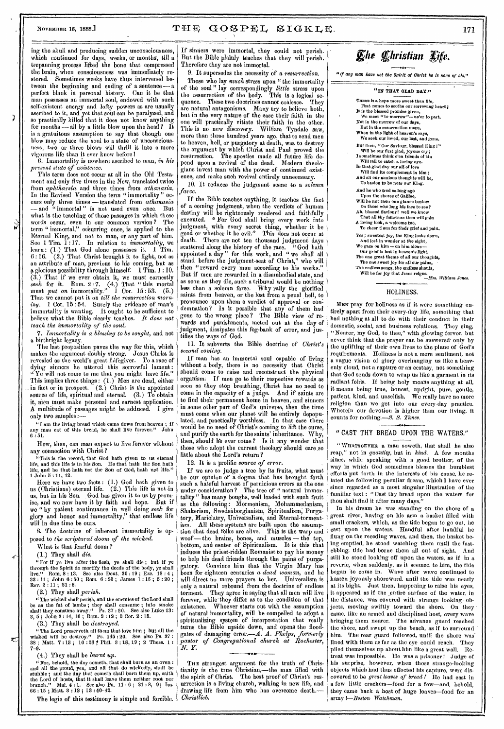ing the skull and producing sudden unconsciousness, which continued for days, weeks, or months, till a trepanning process lifted the bone that compressed the brain, when consciousness was immediately restored. Sometimes weeks have thus intervened between the beginning and ending of a sentence — a perfect blank in personal history. Can it be that man possesses an immortal soul, endowed with such self-existent energy and lofty powers as are usually ascribed to it, and yet that soul can be paralyzed, and so practically killed that it does not know anything for months — all by a little blow upon the head? It is a gratuitous assumption to say that though one blow may reduce the soul to a state of unconsciousness, two or three blows will thrill it into a more vigorous life than it ever knew before!

6. Immortality is nowhere ascribed to man, *in his present state of existence.*

This term does not occur at all in the Old Testament and only five times in the New, translated twice from *aphtharsia* and three times from *athanasia*. In the Revised Version the term "immortality" occurs only three times — translated from *athanasia* — and "immortal" is not used even once. But what is the teaching of those passages in which these words occur, even in our common version? The term "immortal," occurring once, is applied to the Eternal King, and not to man, or any part of him. See 1 Tim. 1:17. In relation to *immortality*, we learn: (1.) That God alone possesses it. 1 Tim. 6:16. (2.) That Christ brought it to light, not as an attribute of man, previous to his coming, but as a glorious possibility through himself. 1 Tim. 1:10. (3.) That if we ever obtain it, we must earnestly *seek* for it. Rom. 2:7. (4.) That "this mortal must *put on* immortality." 1 Cor. 15:53. (5.) That we cannot put it on *till the resurrection morning.* 1 Cor. 15:54. Surely the evidence of man's immortality is wanting. It ought to be sufficient to believe what the Bible clearly teaches. *It does not teach the immortality of the soul.*

7. *Immortality is a blessing to be sought*, and not a birthright legacy.

The last proposition paves the way for this, which makes the argument doubly strong. Jesus Christ is revealed as the world's great Lifegiver. To a race of dying sinners he uttered this sorrowful lament: "Ye will not come to me that you might have life." This implies three things: (1.) Men are dead, either in fact or in prospect. (2.) Christ is the appointed source of life, spiritual and eternal. (3.) To obtain it, men must make personal and earnest application. A multitude of passages might be adduced. I give only two samples:—

"I am the living bread which came down from heaven; if any man eat of this bread, he shall live forever." John 6:51.

How, then, can man expect to live forever without any connection with Christ?

"This is the record, that God hath given to us eternal life, and this life is in his Son. He that hath the Son hath life, and he that hath not the Son of God, hath not life." 1 John 5:11, 12.

Here we have two facts: (1.) God hath given to us (Christians) eternal life. (2.) This life is not in us, but in his Son. God has given it to us by promise, and we now have it by faith and hope. But if we "by patient continuance in well doing *seek* for glory and honor and immortality," that endless life will in due time be ours.

8. The doctrine of inherent immortality is opposed to *the scriptural doom of the wicked.*

What is that fearful doom?

(1.) They shall *die.*

"For if ye live after the flesh, ye shall die; but if ye through the Spirit do mortify the deeds of the body, ye shall live." Rom. 8:13. See also Deut. 30:19; Eze. 18:4; 33:11; John 6:50; Rom. 6:23; James 1:15; 5:20; Rev. 2:11; 21:8.

(2.) They shall *perish.*

"The wicked shall perish, and the enemies of the Lord shall be as the fat of lambs; they shall consume; into smoke shall they consume away." Ps. 37:20. See also Luke 13:3, 5; John 3:14, 16; Rom. 2:12; 2 Cor. 2:15.

(3.) They shall be *destroyed.*

"The Lord preserveth all them that love him; but all the wicked will he destroy." Ps. 145:20. See also Ps. 37:38; Matt. 7:13; 10:28; Phil. 3:18, 19; 2 Thess. 1:7-9.

(4.) They shall be *burnt up.*

"For, behold, the day cometh, that shall burn as an oven; and all the proud, yea, and all that do wickedly, shall be stubble; and the day that cometh shall burn them up, saith the Lord of hosts, that it shall leave them neither root nor branch." Mal. 4:1. See also Ps. 11:6; 21:8, 9; Isa. 66:15; Matt. 3:12; 13:40-42.

The logic of this testimony is simple and forcible. If sinners were immortal, they could not perish. But the Bible plainly teaches that they will perish. Therefore they are not immortal.

9. It supersedes the necessity of a *resurrection.*

Those who lay *much* stress upon "the immortality of the soul" lay correspondingly *little* stress upon the resurrection of the body. This is a logical sequence. These two doctrines cannot coalesce. They are natural antagonisms. Many try to believe both, but in the very nature of the case their faith in the one will practically vitiate their faith in the other. This is no new discovery. William Tyndale saw, more than three hundred years ago, that to send men to heaven, hell, or purgatory at death, was to destroy the argument by which Christ and Paul proved the resurrection. The apostles made all future life depend upon a revival of the dead. Modern theologians invest man with the power of continued existence, and make such revival entirely unnecessary.

10. It reduces the judgment scene to a *solemn farce.*

If the Bible teaches anything, it teaches the fact of a coming judgment, when the verdicts of human destiny will be righteously rendered and faithfully executed. "For God shall bring every work into judgment, with every secret thing, whether it be good or whether it be evil." This does not occur at death. There are not ten thousand judgment days scattered along the history of the race. "God hath appointed a day" for this work, and "we shall all stand before the judgment-seat of Christ," who will then "reward every man according to his works." But if men are rewarded in a disembodied state, and as soon as they die, such a tribunal would be nothing less than a solemn farce. Why rally the glorified saints from heaven, or the lost from a penal hell, to pronounce upon them a verdict of approval or condemnation? Is it possible that any of them had gone to the wrong place? The Bible view of rewards and punishments, meted out at the day of judgment, dissipates this fog-bank of error, and justifies the ways of God.

11. It subverts the Bible doctrine of *Christ's second coming.*

If man has an immortal soul capable of living without a body, there is no necessity that Christ should come to raise and reconstruct the physical organism. If men go to their respective rewards as soon as they stop breathing, Christ has no need to come in the capacity of a judge. And if saints are to find their permanent home in heaven, and sinners in some other part of God's universe, then the time must come when our planet will be entirely depopulated, and practically worthless. In that case there would be no need of Christ's coming to lift the curse, and purify the earth for the saints' inheritance. Why, then, should he ever come? Is it any wonder that those who adopt the current theology should care so little about the Lord's return?

12. It is a prolific *source of error.*

If we are to judge a tree by its fruits, what must be our opinion of a dogma that has brought forth such a hateful harvest of pernicious errors as the one under consideration? The tree of "natural immortality" has many boughs, well loaded with such fruit as the following: Mormonism, Mohammedanism, Shakerism, Swedenborgianism, Spiritualism, Purgatory, Mariolatry, Universalism, and Eternal-tormentism. All these systems are built upon the assumption that dead folks are alive. This is the warp and woof — the brains, bones, and muscles — the top, bottom, and center of Spiritualism. It is this that induces the priest-ridden Romanist to pay his money to help his dead friends through the pains of purgatory. Convince him that the Virgin Mary has been for eighteen centuries *a dead woman*, and he will direct no more prayers to her. Universalism is only a natural rebound from the doctrine of endless torment. They agree in saying that all men will live forever, while they differ as to the condition of that existence. Whoever starts out with the assumption of natural immortality, will be compelled to adopt a spiritualizing system of interpretation that really turns the Bible upside down, and opens the floodgates of damaging error.—*A. A. Phelps, formerly pastor of Congregational church at Rochester, N. Y.*

THE strongest argument for the truth of Christianity is the true Christian,—the man filled with the spirit of Christ. The best proof of Christ's resurrection is a living church, walking in new life, and drawing life from him who has overcome death.—*Christlieb.*

# The Christian Life.

*"If any man have not the Spirit of Christ he is none of his."*

## "IN THAT GLAD DAY."

THERE is a hope more sweet than life,
That comes to soothe our sorrowing heart;
It is the blessed promise given,
We meet "to-morrow"—ne'er to part,
Not in the morrow of our days,
But in the resurrection morn,
When in the light of heaven's rays,
We seek our loved, our lost, and gone.

But then, "Our Saviour, blessed King!"
Will be our first glad, joyous cry;
I sometimes think e'en friends of kin
Will fail to catch a loving eye.
In that glad day our all of love
Will find its complement in him;
And all our anxious thoughts will be,
To hasten to be near our King.

And he who trod so long ago
Upon the shores of Galilee,
Will he not then one glance bestow
On those who long his face to see?
Ah, blessed Saviour! well we know
That all thy followers then will gain
A loving look, a welcome too,
To cheer them for their grief and pain.

Yes; sweetest joy, the King looks down,
And lost in wonder at the sight,
We gaze on him—on him alone—
Our grief is lost in heaven's light.
The one great theme of all our thoughts,
The one sweet joy for all our pains,
The endless songs, the endless shouts,
Will be for joy that Jesus reigns.

—*Mrs. William Jones.*

## HOLINESS.

MEN pray for holiness as if it were something entirely apart from their every-day life, something that had nothing at all to do with their conduct in their domestic, social, and business relations. They sing, "Nearer, my God, to thee," with glowing fervor, but never think that the prayer can be answered only by the uplifting of their own lives to the plane of God's requirements. Holiness is not a mere sentiment, not a vague vision of glory overhanging us like a heavenly cloud, not a rapture or an ecstasy, not something that God sends down to wrap us like a garment in its radiant folds. If being holy means anything at all, it means being true, honest, upright, pure, gentle, patient, kind, and unselfish. We really have no more religion than we get into our every-day practice. Wherein our devotion is higher than our living, it counts for nothing.—*S. S. Times.*

## "CAST THY BREAD UPON THE WATERS."

"WHATSOEVER a man soweth, that shall he also reap," not in *quantity*, but in *kind*. A few months since, while speaking with a good brother, of the way in which God sometimes blesses the humblest efforts put forth in the interests of his cause, he related the following peculiar dream, which I have ever since regarded as a most singular illustration of the familiar text: "Cast thy bread upon the waters, for thou shalt find it after many days."

In his dream he was standing on the shore of a great river, having on his arm a basket filled with small crackers, which, as the tide began to go out, he cast upon the waters. Handful after handful he flung on the receding waves, and then, the basket being emptied, he stood watching them until the fast-ebbing tide had borne them all out of sight. And still he stood looking off upon the waters, as if in a reverie, when suddenly, as it seemed to him, the tide began to come in. Wave after wave continued to hasten joyously shoreward, until the tide was nearly at its hight. Just then, happening to raise his eyes, it appeared as if the entire surface of the water, in the distance, was covered with strange looking objects, moving swiftly toward the shore. On they came, like an armed and disciplined host, every wave bringing them nearer. The advance guard reached the shore, and swept up the beach, as if to surround him. The rear guard followed, until the shore was lined with them as far as the eye could reach. They piled themselves up about him like a great wall. Retreat was impossible. He was a prisoner! Judge of his surprise, however, when those strange-looking objects which had thus effected his capture, were discovered to be *great loaves of bread!* He had cast in a few little crackers—food for a few—and, behold, they came back a host of huge loaves—food for an army!—*Boston Watchman.*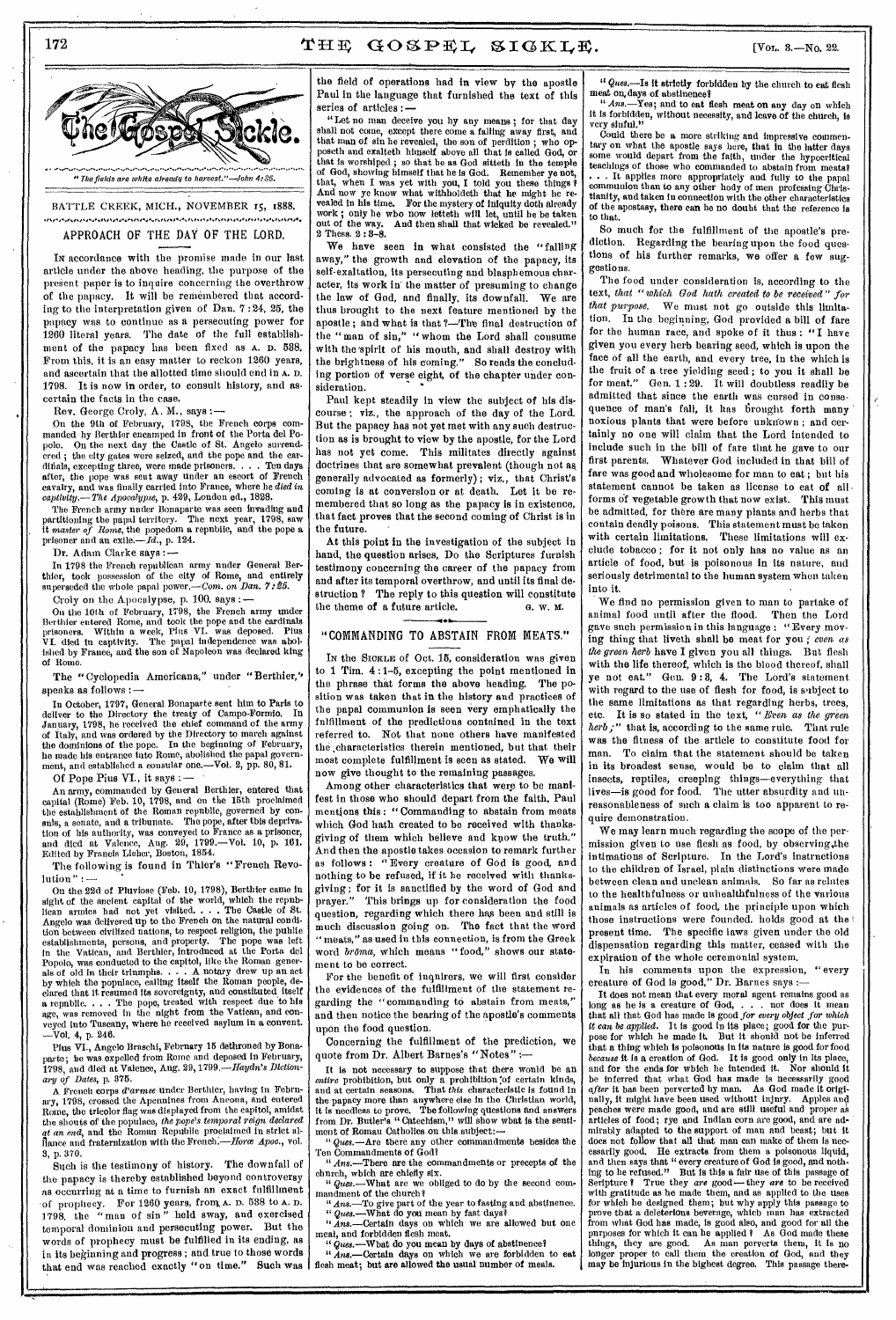"The fields are white already to harvest."—John 4:35.

BATTLE CREEK, MICH., NOVEMBER 15, 1888.

## APPROACH OF THE DAY OF THE LORD.

In accordance with the promise made in our last article under the above heading, the purpose of the present paper is to inquire concerning the overthrow of the papacy. It will be remembered that according to the interpretation given of Dan. 7:24, 25, the papacy was to continue as a persecuting power for 1260 literal years. The date of the full establishment of the papacy has been fixed as A. D. 538. From this, it is an easy matter to reckon 1260 years, and ascertain that the allotted time should end in A. D. 1798. It is now in order, to consult history, and ascertain the facts in the case.

Rev. George Croly, A. M., says:—

> On the 9th of February, 1798, the French corps commanded by Berthier encamped in front of the Porta del Popolo. On the next day the Castle of St. Angelo surrendered; the city gates were seized, and the pope and the cardinals, excepting three, were made prisoners. . . . Ten days after, the pope was sent away under an escort of French cavalry, and was finally carried into France, where he *died in captivity*.—*The Apocalypse*, p. 429, London ed., 1828.
>
> The French army under Bonaparte was seen invading and partitioning the papal territory. The next year, 1798, saw it *master of Rome*, the popedom a republic, and the pope a prisoner and an exile.—*Id.*, p. 124.

Dr. Adam Clarke says:—

> In 1798 the French republican army under General Berthier, took possession of the city of Rome, and entirely superseded the whole papal power.—*Com. on Dan. 7:25.*

Croly on the Apocalypse, p. 100, says:—

> On the 10th of February, 1798, the French army under Berthier entered Rome, and took the pope and the cardinals prisoners. Within a week, Pius VI. was deposed. Pius VI. died in captivity. The papal independence was abolished by France, and the son of Napoleon was declared king of Rome.

The "Cyclopedia Americana," under "Berthier," speaks as follows:—

> In October, 1797, General Bonaparte sent him to Paris to deliver to the Directory the treaty of Campo-Formio. In January, 1798, he received the chief command of the army of Italy, and was ordered by the Directory to march against the dominions of the pope. In the beginning of February, he made his entrance into Rome, abolished the papal government, and established a consular one.—Vol. 2, pp. 80, 81.

Of Pope Pius VI., it says:—

> An army, commanded by General Berthier, entered that capital (Rome) Feb. 10, 1798, and on the 15th proclaimed the establishment of the Roman republic, governed by consuls, a senate, and a tribunate. The pope, after this deprivation of his authority, was conveyed to France as a prisoner, and died at Valence, Aug. 29, 1799.—Vol. 10, p. 161. Edited by Francis Lieber, Boston, 1854.

The following is found in Thier's "French Revolution":—

> On the 22d of Pluviose (Feb. 10, 1798), Berthier came in sight of the ancient capital of the world, which the republican armies had not yet visited. . . . The Castle of St. Angelo was delivered up to the French on the natural condition between civilized nations, to respect religion, the public establishments, persons, and property. The pope was left in the Vatican, and Berthier, introduced at the Porta del Popolo, was conducted to the capitol, like the Roman generals of old in their triumphs. . . . A notary drew up an act by which the populace, calling itself the Roman people, declared that it resumed its sovereignty, and constituted itself a republic. . . . The pope, treated with respect due to his age, was removed in the night from the Vatican, and conveyed into Tuscany, where he received asylum in a convent.—Vol. 4, p. 246.
>
> Pius VI., Angelo Braschi, February 15 dethroned by Bonaparte; he was expelled from Rome and deposed in February, 1798, and died at Valence, Aug. 29, 1799.—*Haydn's Dictionary of Dates*, p. 375.
>
> A French corps *d'armee* under Berthier, having in February, 1798, crossed the Apennines from Ancona, and entered Rome, the tricolor flag was displayed from the capitol, amidst the shouts of the populace, *the pope's temporal reign declared at an end*, and the Roman Republic proclaimed in strict alliance and fraternization with the French.—*Horæ Apoc.*, vol. 3, p. 370.

Such is the testimony of history. The downfall of the papacy is thereby established beyond controversy as occurring at a time to furnish an exact fulfillment of prophecy. For 1260 years, from A. D. 538 to A. D. 1798, the "man of sin" held sway, and exercised temporal dominion and persecuting power. But the words of prophecy must be fulfilled in its ending, as in its beginning and progress; and true to those words that end was reached exactly "on time." Such was the field of operations had in view by the apostle Paul in the language that furnished the text of this series of articles:—

> "Let no man deceive you by any means; for that day shall not come, except there come a falling away first, and that man of sin be revealed, the son of perdition; who opposeth and exalteth himself above all that is called God, or that is worshiped; so that he as God sitteth in the temple of God, showing himself that he is God. Remember ye not, that, when I was yet with you, I told you these things? And now ye know what withholdeth that he might be revealed in his time. For the mystery of iniquity doth already work; only he who now letteth will let, until he be taken out of the way. And then shall that wicked be revealed." 2 Thess. 2:3-8.

We have seen in what consisted the "falling away," the growth and elevation of the papacy, its self-exaltation, its persecuting and blasphemous character, its work in the matter of presuming to change the law of God, and finally, its downfall. We are thus brought to the next feature mentioned by the apostle; and what is that?—The final destruction of the "man of sin," "whom the Lord shall consume with the spirit of his mouth, and shall destroy with the brightness of his coming." So reads the concluding portion of verse eight, of the chapter under consideration.

Paul kept steadily in view the subject of his discourse; viz., the approach of the day of the Lord. But the papacy has not yet met with any such destruction as is brought to view by the apostle, for the Lord has not yet come. This militates directly against doctrines that are somewhat prevalent (though not as generally advocated as formerly); viz., that Christ's coming is at conversion or at death. Let it be remembered that so long as the papacy is in existence, that fact proves that the second coming of Christ is in the future.

At this point in the investigation of the subject in hand, the question arises, Do the Scriptures furnish testimony concerning the career of the papacy from and after its temporal overthrow, and until its final destruction? The reply to this question will constitute the theme of a future article.

G. W. M.

## "COMMANDING TO ABSTAIN FROM MEATS."

In the Sickle of Oct. 15, consideration was given to 1 Tim. 4:1-5, excepting the point mentioned in the phrase that forms the above heading. The position was taken that in the history and practices of the papal communion is seen very emphatically the fulfillment of the predictions contained in the text referred to. Not that none others have manifested the characteristics therein mentioned, but that their most complete fulfillment is seen as stated. We will now give thought to the remaining passages.

Among other characteristics that were to be manifest in those who should depart from the faith, Paul mentions this: "Commanding to abstain from meats which God hath created to be received with thanksgiving of them which believe and know the truth." And then the apostle takes occasion to remark further as follows: "Every creature of God is good, and nothing to be refused, if it be received with thanksgiving; for it is sanctified by the word of God and prayer." This brings up for consideration the food question, regarding which there has been and still is much discussion going on. The fact that the word "meats," as used in this connection, is from the Greek word *brōma*, which means "food," shows our statement to be correct.

For the benefit of inquirers, we will first consider the evidences of the fulfillment of the statement regarding the "commanding to abstain from meats," and then notice the bearing of the apostle's comments upon the food question.

Concerning the fulfillment of the prediction, we quote from Dr. Albert Barnes's "Notes":—

> It is not necessary to suppose that there would be an *entire* prohibition, but only a prohibition of certain kinds, and at certain seasons. That *this* characteristic is found in the papacy more than anywhere else in the Christian world, it is needless to prove. The following questions and answers from Dr. Butler's "Catechism," will show what is the sentiment of Roman Catholics on this subject:—
>
> "*Ques.*—Are there any other commandments besides the Ten Commandments of God?
>
> "*Ans.*—There are the commandments or precepts of the church, which are chiefly six.
>
> "*Ques.*—What are we obliged to do by the second commandment of the church?
>
> "*Ans.*—To give part of the year to fasting and abstinence.
>
> "*Ques.*—What do you mean by fast days?
>
> "*Ans.*—Certain days on which we are allowed but one meal, and forbidden flesh meat.
>
> "*Ques.*—What do you mean by days of abstinence?
>
> "*Ans.*—Certain days on which we are forbidden to eat flesh meat; but are allowed the usual number of meals.
>
> "*Ques.*—Is it strictly forbidden by the church to eat flesh meat on days of abstinence?
>
> "*Ans.*—Yes; and to eat flesh meat on any day on which it is forbidden, without necessity, and leave of the church, is very sinful."
>
> Could there be a more striking and impressive commentary on what the apostle says here, that in the latter days some would depart from the faith, under the hypocritical teachings of those who commanded to abstain from meats? . . . It applies more appropriately and fully to the papal communion than to any other body of men professing Christianity, and taken in connection with the other characteristics of the apostasy, there can be no doubt that the reference is to that.

So much for the fulfillment of the apostle's prediction. Regarding the bearing upon the food questions of his further remarks, we offer a few suggestions.

The food under consideration is, according to the text, *that "which God hath created to be received" for that purpose*. We must not go outside this limitation. In the beginning, God provided a bill of fare for the human race, and spoke of it thus: "I have given you every herb bearing seed, which is upon the face of all the earth, and every tree, in the which is the fruit of a tree yielding seed; to you it shall be for meat." Gen. 1:29. It will doubtless readily be admitted that since the earth was cursed in consequence of man's fall, it has brought forth many noxious plants that were before unknown; and certainly no one will claim that the Lord intended to include such in the bill of fare that he gave to our first parents. Whatever God included in that bill of fare was good and wholesome for man to eat; but his statement cannot be taken as license to eat of all forms of vegetable growth that now exist. This must be admitted, for there are many plants and herbs that contain deadly poisons. This statement must be taken with certain limitations. These limitations will exclude tobacco; for it not only has no value as an article of food, but is poisonous in its nature, and seriously detrimental to the human system when taken into it.

We find no permission given to man to partake of animal food until after the flood. Then the Lord gave such permission in this language: "Every moving thing that liveth shall be meat for you; *even as the green herb* have I given you all things. But flesh with the life thereof, which is the blood thereof, shall ye not eat." Gen. 9:3, 4. The Lord's statement with regard to the use of flesh for food, is subject to the same limitations as that regarding herbs, trees, etc. It is so stated in the text, "*Even as the green herb*;" that is, according to the same rule. That rule was the fitness of the article to constitute food for man. To claim that the statement should be taken in its broadest sense, would be to claim that all insects, reptiles, creeping things—everything that lives—is good for food. The utter absurdity and unreasonableness of such a claim is too apparent to require demonstration.

We may learn much regarding the scope of the permission given to use flesh as food, by observing the intimations of Scripture. In the Lord's instructions to the children of Israel, plain distinctions were made between clean and unclean animals. So far as relates to the healthfulness or unhealthfulness of the various animals as articles of food, the principle upon which those instructions were founded, holds good at the present time. The specific laws given under the old dispensation regarding this matter, ceased with the expiration of the whole ceremonial system.

In his comments upon the expression, "every creature of God is good," Dr. Barnes says:—

> It does not mean that every moral agent remains good as long as he is a creature of God, . . . nor does it mean that all that God has made is good *for every object for which it can be applied*. It is good in its place; good for the purpose for which he made it. But it should not be inferred that a thing which is poisonous in its nature is good for food *because* it is a creation of God. It is good only in its place, and for the ends for which he intended it. Nor should it be inferred that what God has made is necessarily good *after* it has been perverted by man. As God made it originally, it might have been used without injury. Apples and peaches were made good, and are still useful and proper as articles of food; rye and Indian corn are good, and are admirably adapted to the support of man and beast; but it does not follow that all that man can make of them is necessarily good. He extracts from them a poisonous liquid, and then says that "every creature of God is good, and nothing to be refused." But is this a fair use of this passage of Scripture? True they *are* good—they *are* to be received with gratitude as he made them, and as applied to the uses for which he designed them; but why apply this passage to prove that a deleterious beverage, which man has extracted from what God has made, is good also, and good for all the purposes for which it can be applied? As God made these things, they are good. As man perverts them, it is no longer proper to call them the creation of God, and they may be injurious in the highest degree. This passage there-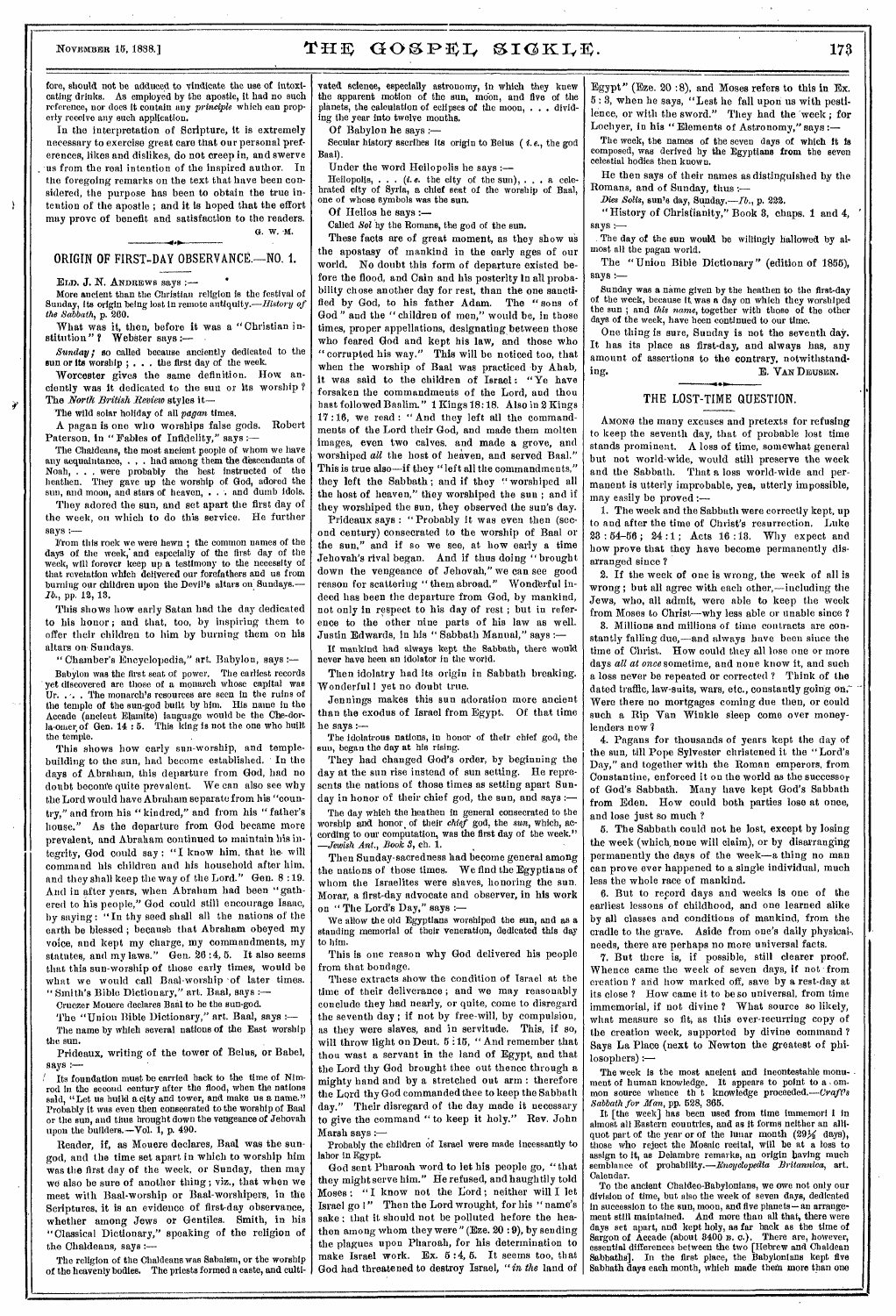fore, should not be adduced to vindicate the use of intoxicating drinks. As employed by the apostle, it had no such reference, nor does it contain any *principle* which can properly receive any such application.

In the interpretation of Scripture, it is extremely necessary to exercise great care that our personal preferences, likes and dislikes, do not creep in, and swerve us from the real intention of the inspired author. In the foregoing remarks on the text that have been considered, the purpose has been to obtain the true intention of the apostle; and it is hoped that the effort may prove of benefit and satisfaction to the readers.

G. W. M.

## ORIGIN OF FIRST-DAY OBSERVANCE.—NO. 1.

ELD. J. N. ANDREWS says:—

More ancient than the Christian religion is the festival of Sunday, its origin being lost in remote antiquity.—*History of the Sabbath*, p. 260.

What was it, then, before it was a "Christian institution"? Webster says:—

*Sunday;* so called because anciently dedicated to the sun or its worship; . . . the first day of the week.

Worcester gives the same definition. How anciently was it dedicated to the sun or its worship? The *North British Review* styles it—

The wild solar holiday of all *pagan* times.

A pagan is one who worships false gods. Robert Paterson, in "Fables of Infidelity," says:—

The Chaldeans, the most ancient people of whom we have any acquaintance, . . . had among them the descendants of Noah, . . . were probably the best instructed of the heathen. They gave up the worship of God, adored the sun, and moon, and stars of heaven, . . . and dumb idols.

They adored the sun, and set apart the first day of the week, on which to do this service. He further says:—

From this rock we were hewn; the common names of the days of the week, and especially of the first day of the week, will forever keep up a testimony to the necessity of that revelation which delivered our forefathers and us from burning our children upon the Devil's altars on Sundays.—*Ib.*, pp. 12, 13.

This shows how early Satan had the day dedicated to his honor; and that, too, by inspiring them to offer their children to him by burning them on his altars on Sundays.

"Chamber's Encyclopedia," art. Babylon, says:—

Babylon was the first seat of power. The earliest records yet discovered are those of a monarch whose capital was Ur. . . . The monarch's resources are seen in the ruins of the temple of the sun-god built by him. His name in the Accade (ancient Elamite) language would be the Che-dorla-omer of Gen. 14:5. This king is not the one who built the temple.

This shows how early sun-worship, and temple-building to the sun, had become established. In the days of Abraham, this departure from God, had no doubt become quite prevalent. We can also see why the Lord would have Abraham separate from his "country," and from his "kindred," and from his "father's house." As the departure from God became more prevalent, and Abraham continued to maintain his integrity, God could say: "I know him, that he will command his children and his household after him, and they shall keep the way of the Lord." Gen. 8:19. And in after years, when Abraham had been "gathered to his people," God could still encourage Isaac, by saying: "In thy seed shall all the nations of the earth be blessed; because that Abraham obeyed my voice, and kept my charge, my commandments, my statutes, and my laws." Gen. 26:4, 5. It also seems that this sun-worship of those early times, would be what we would call Baal-worship of later times. "Smith's Bible Dictionary," art. Baal, says:—

Cruczer Mouere declares Baal to be the sun-god.

The "Union Bible Dictionary," art. Baal, says:—

The name by which several nations of the East worship the sun.

Prideaux, writing of the tower of Belus, or Babel, says:—

Its foundation must be carried back to the time of Nimrod in the second century after the flood, when the nations said, "Let us build a city and tower, and make us a name." Probably it was even then consecrated to the worship of Baal or the sun, and thus brought down the vengeance of Jehovah upon the builders.—Vol. 1, p. 490.

Reader, if, as Mouere declares, Baal was the sun-god, and the time set apart in which to worship him was the first day of the week, or Sunday, then may we also be sure of another thing; viz., that when we meet with Baal-worship or Baal-worshipers, in the Scriptures, it is an evidence of first-day observance, whether among Jews or Gentiles. Smith, in his "Classical Dictionary," speaking of the religion of the Chaldeans, says:—

The religion of the Chaldeans was Sabaism, or the worship of the heavenly bodies. The priests formed a caste, and cultivated science, especially astronomy, in which they knew the apparent motion of the sun, moon, and five of the planets, the calculation of eclipses of the moon, . . . dividing the year into twelve months.

Of Babylon he says:—

Secular history ascribes its origin to Belus (*i. e.*, the god Baal).

Under the word Heliopolis he says:—

Heliopolis, . . . (*i. e.* the city of the sun), . . . a celebrated city of Syria, a chief seat of the worship of Baal, one of whose symbols was the sun.

Of Helios he says:—

Called *Sol* by the Romans, the god of the sun.

These facts are of great moment, as they show us the apostasy of mankind in the early ages of our world. No doubt this form of departure existed before the flood, and Cain and his posterity in all probability chose another day for rest, than the one sanctified by God, to his father Adam. The "sons of God" and the "children of men," would be, in those times, proper appellations, designating between those who feared God and kept his law, and those who "corrupted his way." This will be noticed too, that when the worship of Baal was practiced by Ahab, it was said to the children of Israel: "Ye have forsaken the commandments of the Lord, and thou hast followed Baalim." 1 Kings 18:18. Also in 2 Kings 17:16, we read: "And they left all the commandments of the Lord their God, and made them molten images, even two calves, and made a grove, and worshiped *all* the host of heaven, and served Baal." This is true also—if they "left all the commandments," they left the Sabbath; and if they "worshiped all the host of heaven," they worshiped the sun; and if they worshiped the sun, they observed the sun's day.

Prideaux says: "Probably it was even then (second century) consecrated to the worship of Baal or the sun," and if so we see, at how early a time Jehovah's rival began. And if thus doing "brought down the vengeance of Jehovah," we can see good reason for scattering "them abroad." Wonderful indeed has been the departure from God, by mankind, not only in respect to his day of rest; but in reference to the other nine parts of his law as well. Justin Edwards, in his "Sabbath Manual," says:—

If mankind had always kept the Sabbath, there would never have been an idolator in the world.

Then idolatry had its origin in Sabbath breaking. Wonderful! yet no doubt true.

Jennings makes this sun adoration more ancient than the exodus of Israel from Egypt. Of that time he says:—

The idolatrous nations, in honor of their chief god, the sun, began the day at his rising.

They had changed God's order, by beginning the day at the sun rise instead of sun setting. He represents the nations of those times as setting apart Sunday in honor of their chief god, the sun, and says:—

The day which the heathen in general consecrated to the worship and honor of their *chief* god, the *sun*, which, according to our computation, was the first day of the week."—*Jewish Ant.*, *Book 3*, ch. 1.

Then Sunday-sacredness had become general among the nations of those times. We find the Egyptians of whom the Israelites were slaves, honoring the sun. Morar, a first-day advocate and observer, in his work on "The Lord's Day," says:—

We allow the old Egyptians worshiped the sun, and as a standing memorial of their veneration, dedicated this day to him.

This is one reason why God delivered his people from that bondage.

These extracts show the condition of Israel at the time of their deliverance; and we may reasonably conclude they had nearly, or quite, come to disregard the seventh day; if not by free-will, by compulsion, as they were slaves, and in servitude. This, if so, will throw light on Deut. 5:15, "And remember that thou wast a servant in the land of Egypt, and that the Lord thy God brought thee out thence through a mighty hand and by a stretched out arm: therefore the Lord thy God commanded thee to keep the Sabbath day." Their disregard of the day made it necessary to give the command "to keep it holy." Rev. John Marsh says:—

Probably the children of Israel were made incessantly to labor in Egypt.

God sent Pharoah word to let his people go, "that they might serve him." He refused, and haughtily told Moses: "I know not the Lord; neither will I let Israel go!" Then the Lord wrought, for his "name's sake; that it should not be polluted before the heathen among whom they were" (Eze. 20:9), by sending the plagues upon Pharoah, for his determination to make Israel work. Ex. 5:4, 5. It seems too, that God had threatened to destroy Israel, "*in the* land of Egypt" (Eze. 20:8), and Moses refers to this in Ex. 5:3, when he says, "Lest he fall upon us with pestilence, or with the sword." They had the week; for Lochyer, in his "Elements of Astronomy," says:—

The week, the names of the seven days of which it is composed, was derived by the Egyptians from the seven celestial bodies then known.

He then says of their names as distinguished by the Romans, and of Sunday, thus:—

*Dies Solis*, sun's day, Sunday.—*Ib.*, p. 222.

"History of Christianity," Book 3, chaps. 1 and 4, says:—

The day of the sun would be willingly hallowed by almost all the pagan world.

The "Union Bible Dictionary" (edition of 1856), says:—

Sunday was a name given by the heathen to the first-day of the week, because it was a day on which they worshiped the sun; and *this name*, together with those of the other days of the week, have been continued to our time.

One thing is sure, Sunday is not the seventh day. It has its place as first-day, and always has, any amount of assertions to the contrary, notwithstanding.

E. VAN DEUSEN.

## THE LOST-TIME QUESTION.

AMONG the many excuses and pretexts for refusing to keep the seventh day, that of probable lost time stands prominent. A loss of time, somewhat general but not world-wide, would still preserve the week and the Sabbath. That a loss world-wide and permanent is utterly improbable, yea, utterly impossible, may easily be proved:—

1. The week and the Sabbath were correctly kept, up to and after the time of Christ's resurrection. Luke 23:54-56; 24:1; Acts 16:13. Why expect and how prove that they have become permanently disarranged since?

2. If the week of one is wrong, the week of all is wrong; but all agree with each other,—including the Jews, who, all admit, were able to keep the week from Moses to Christ—why less able or unable since?

3. Millions and millions of time contracts are constantly falling due,—and always have been since the time of Christ. How could they all lose one or more days *all at once* sometime, and none know it, and such a loss never be repeated or corrected? Think of the dated traffic, law-suits, wars, etc., constantly going on. Were there no mortgages coming due then, or could such a Rip Van Winkle sleep come over money-lenders now?

4. Pagans for thousands of years kept the day of the sun, till Pope Sylvester christened it the "Lord's Day," and together with the Roman emperors, from Constantine, enforced it on the world as the successor of God's Sabbath. Many have kept God's Sabbath from Eden. How could both parties lose at once, and lose just so much?

5. The Sabbath could not be lost, except by losing the week (which none will claim), or by disarranging permanently the days of the week—a thing no man can prove ever happened to a single individual, much less the whole race of mankind.

6. But to record days and weeks is one of the earliest lessons of childhood, and one learned alike by all classes and conditions of mankind, from the cradle to the grave. Aside from one's daily physical needs, there are perhaps no more universal facts.

7. But there is, if possible, still clearer proof. Whence came the week of seven days, if not from creation? and how marked off, save by a rest-day at its close? How came it to be so universal, from time immemorial, if not divine? What source so likely, what measure so fit, as this ever-recurring copy of the creation week, supported by divine command? Says La Place (next to Newton the greatest of philosophers):—

The week is the most ancient and incontestable monument of human knowledge. It appears to point to a common source whence th t knowledge proceeded.—*Craft's Sabbath for Man*, pp. 528, 365.

It [the week] has been used from time immemorl l in almost all Eastern countries, and as it forms neither an aliquot part of the year or of the lunar month (29½ days), those who reject the Mosaic recital, will be at a loss to assign to it, as Delambre remarks, an origin having much semblance of probability.—*Encyclopedia Britannica*, art. Calendar.

To the ancient Chaldeo-Babylonians, we owe not only our division of time, but also the week of seven days, dedicated in succession to the sun, moon, and five planets—an arrangement still maintained. And more than all that, there were days set apart, and kept holy, as far back as the time of Sargon of Accade (about 3400 B. C.). There are, however, essential differences between the two [Hebrew and Chaldean Sabbaths]. In the first place, the Babylonians kept five Sabbath days each month, which made them more than one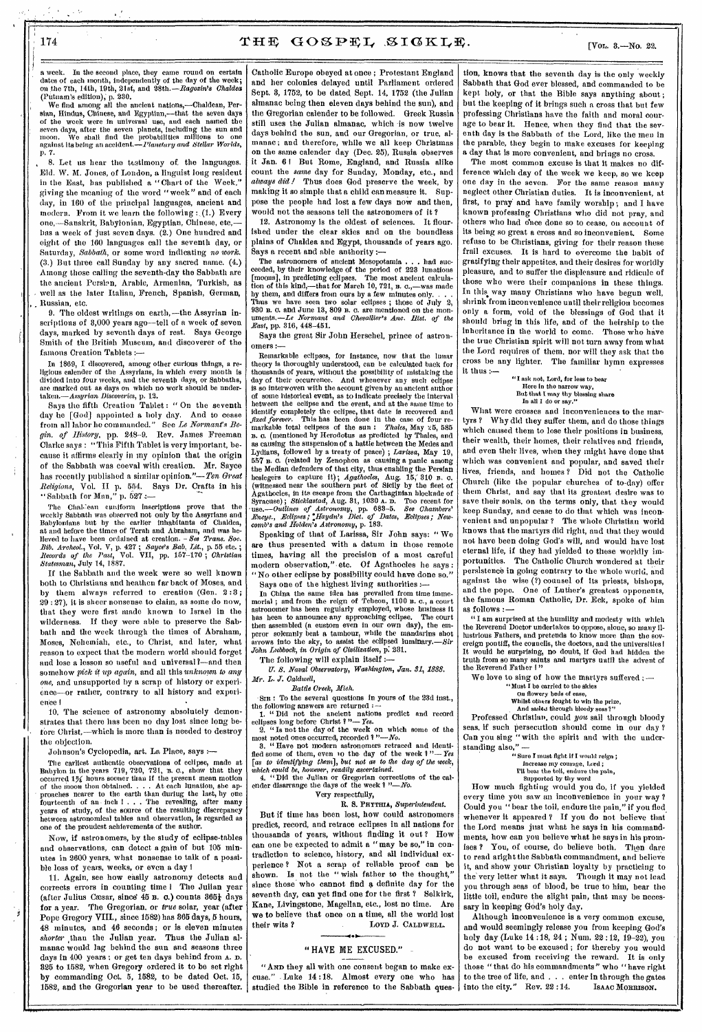a week. In the second place, they came round on certain dates of each month, independently of the day of the week; on the 7th, 14th, 19th, 21st, and 28th.—*Ragozin's Chaldea* (Putnam's edition), p. 230.

We find among all the ancient nations,—Chaldean, Persian, Hindus, Chinese, and Egyptian,—that the seven days of the week were in universal use, and each named the seven days, after the seven planets, including the sun and moon. We shall find the probabilities millions to one against its being an accident.—*Planetary and Stellar Worlds*, p. 7.

8. Let us hear the testimony of the languages. Eld. W. M. Jones, of London, a linguist long resident in the East, has published a "Chart of the Week," giving the meaning of the word "week" and of each day, in 160 of the principal languages, ancient and modern. From it we learn the following: (1.) Every one,—Sanskrit, Babylonian, Egyptian, Chinese, etc.,—has a week of just seven days. (2.) One hundred and eight of the 160 languages call the seventh day, or Saturday, *Sabbath*, or some word indicating *no work*. (3.) But three call Sunday by any sacred name. (4.) Among those calling the seventh-day the Sabbath are the ancient Persian, Arabic, Armenian, Turkish, as well as the later Italian, French, Spanish, German, Russian, etc.

9. The oldest writings on earth,—the Assyrian inscriptions of 3,000 years ago—tell of a week of seven days, marked by seventh days of rest. Says George Smith of the British Museum, and discoverer of the famous Creation Tablets:—

In 1869, I discovered, among other curious things, a religious calender of the Assyrians, in which every month is divided into four weeks, and the seventh days, or Sabbaths, are marked out as days on which no work should be undertaken.—*Assyrian Discoveries*, p. 12.

Says the fifth Creation Tablet: "On the seventh day he [God] appointed a holy day. And to cease from all labor he commanded." See *Le Normant's Begin. of History*, pp. 248–9. Rev. James Freeman Clarke says: "This Fifth Tablet is very important, because it affirms clearly in my opinion that the origin of the Sabbath was coeval with creation. Mr. Sayce has recently published a similar opinion."—*Ten Great Religions*, Vol. II p. 554. Says Dr. Crafts in his "Sabbath for Man," p. 527:—

The Chaldean cuniform inscriptions prove that the weekly Sabbath was observed not only by the Assyrians and Babylonians but by the earlier inhabitants of Chaldea, at and before the times of Terah and Abraham, and was believed to have been ordained at creation.—*See Trans. Soc. Bib. Archeol.*, Vol. V, p. 427; *Sayce's Bab. Lit.*, p. 55 etc.; *Records of the Past*, Vol. VII, pp. 157–170; *Christian Statesman*, July 14, 1887.

If the Sabbath and the week were so well known both to Christians and heathen far back of Moses, and by them always referred to creation (Gen. 2:3; 29:27), it is sheer nonsense to claim, as some do now, that they were first made known to Israel in the wilderness. If they were able to preserve the Sabbath and the week through the times of Abraham, Moses, Nehemiah, etc., to Christ, and later, what reason to expect that the modern world should forget and lose a lesson so useful and universal?—and then somehow *pick it up again*, and all this *unknown to any one*, and unsupported by a scrap of history or experience—or rather, contrary to all history and experience!

10. The science of astronomy absolutely demonstrates that there has been no day lost since long before Christ,—which is more than is needed to destroy the objection.

Johnson's Cyclopedia, art. La Place, says:—

The earliest authentic observations of eclipse, made at Babylon in the years 719, 720, 721, B. C., show that they occurred 1¾ hours sooner than if the present mean motion of the moon then obtained. . . . At each lunation, she approaches nearer to the earth than during the last, by one fourteenth of an inch! . . . The revealing, after many years of study, of the source of the resulting discrepancy between astronomical tables and observation, is regarded as one of the proudest achievements of the author.

Now, if astronomers, by the study of eclipse-tables and observations, can detect a gain of but 105 minutes in 2600 years, what nonsense to talk of a possible loss of years, weeks, or even a day!

11. Again, see how easily astronomy detects and corrects errors in counting time! The Julian year (after Julius Cæsar, since 45 B. C.) counts 365¼ days for a year. The Gregorian, or *true* solar, year (after Pope Gregory VIII., since 1582) has 365 days, 5 hours, 48 minutes, and 46 seconds; or is eleven minutes *shorter* than the Julian year. Thus the Julian almanac would lag behind the sun and seasons three days in 400 years: or get ten days behind from A. D. 325 to 1582, when Gregory ordered it to be set right by commanding Oct. 5, 1582, to be dated Oct. 15, 1582, and the Gregorian year to be used thereafter. Catholic Europe obeyed at once; Protestant England and her colonies delayed until Parliament ordered Sept. 3, 1752, to be dated Sept. 14, 1752 (the Julian almanac being then eleven days behind the sun), and the Gregorian calender to be followed. Greek Russia still uses the Julian almanac, which is now twelve days behind the sun, and our Gregorian, or true, almanac; and therefore, while we all keep Christmas on the same calender day (Dec. 25), Russia observes it Jan. 6! But Rome, England, and Russia alike count the *same* day for Sunday, Monday, etc., and *always did!* Thus does God preserve the week, by making it so simple that a child can measure it. Suppose the people had lost a few days now and then, would not the seasons tell the astronomers of it?

12. Astronomy is the oldest of sciences. It flourished under the clear skies and on the boundless plains of Chaldea and Egypt, thousands of years ago. Says a recent and able authority:—

The astronomers of ancient Mesopotamia . . . had succeeded, by their knowledge of the period of 223 lunations [moons], in predicting eclipses. The most ancient calculation of this kind,—that for March 10, 721, B. C.,—was made by them, and differs from ours by a few minutes only. . . . Thus we have seen two solar eclipses; those of July 2, 930 B. C. and June 13, 809 B. C. are mentioned on the monuments.—*Le Normant and Chevallier's Anc. Hist. of the East*, pp. 316, 448–451.

Says the great Sir John Herschel, prince of astronomers:—

Remarkable eclipses, for instance, now that the lunar theory is thoroughly understood, can be calculated back for thousands of years, without the possibility of mistaking the day of their occurrence. And whenever any such eclipse is so interwoven with the account given by an ancient author of some historical event, as to indicate precisely the interval between the eclipse and the event, and at the same time to identify completely the eclipse, that date is recovered and *fixed forever*. This has been done in the case of four remarkable total eclipses of the sun: *Thales*, May 25, 585 B. C. (mentioned by Herodotus as predicted by Thales, and as causing the suspension of a battle between the Medes and Lydians, followed by a treaty of peace); *Larissa*, May 19, 557 B. C. (related by Zenophon as causing a panic among the Median defenders of that city, thus enabling the Persian besiegers to capture it); *Agathocles*, Aug. 15, 310 B. C. (witnessed near the southern part of Sicily by the fleet of Agathocles, in its escape from the Carthaginian blockade of Syracuse); *Stiklastad*, Aug. 31, 1030 A. D. Too recent for use.—*Outlines of Astronomy*, pp. 683–5. *See Chambers' Encyc., Eclipses; Haydn's Dict. of Dates, Eclipses; Newcomb's and Holden's Astronomy*, p. 183.

Speaking of that of Larissa, Sir John says: "We are thus presented with a datum in those remote times, having all the precision of a most careful modern observation," etc. Of Agathocles he says: "No other eclipse by possibility could have done so."

Says one of the highest living authorities:—

In China the same idea has prevailed from time immemorial; and from the reign of Tcheou, 1100 B. C., a court astronomer has been regularly employed, whose business it has been to announce any approaching eclipse. The court then assembled (a custom even in our own day), the emperor solemnly beat a tambour, while the mandarins shot arrows into the sky, to assist the eclipsed luminary.—*Sir John Lubbock, in Origin of Civilization*, p. 231.

The following will explain itself:—

*U. S. Naval Observatory, Washington, Jan. 31, 1888.*
*Mr. L. J. Caldwell,*
*Battle Creek, Mich.*

SIR: To the several questions in yours of the 23d inst., the following answers are returned:—

1. "Did not the ancient nations predict and record eclipses long before Christ?"—*Yes.*
2. "Is not the day of the week on which some of the most noted ones occurred, recorded?"—*No.*
3. "Have not modern astronomers retraced and identified some of them, even to the day of the week?"—*Yes [as to identifying them], but not as to the day of the week, which could be, however, readily ascertained.*
4. "Did the Julian or Gregorian corrections of the calender disarrange the days of the week?"—*No.*

Very respectfully,
R. S. PHYTHIA, *Superintendent.*

But if time has been lost, how could astronomers predict, record, and retrace eclipses in all nations for thousands of years, without finding it out? How can one be expected to admit a "may be so," in contradiction to science, history, and all individual experience? Not a scrap of reliable proof can be shown. Is not the "wish father to the thought," since those who cannot find a definite day for the seventh day, can yet find one for the first? Selkirk, Kane, Livingstone, Magellan, etc., lost no time. Are we to believe that once on a time, all the world lost their wits?

LOYD J. CALDWELL.

## "HAVE ME EXCUSED."

"AND they all with one consent began to make excuse." Luke 14:18. Almost every one who has studied the Bible in reference to the Sabbath question, knows that the seventh day is the only weekly Sabbath that God ever blessed, and commanded to be kept holy, or that the Bible says anything about; but the keeping of it brings such a cross that but few professing Christians have the faith and moral courage to bear it. Hence, when they find that the seventh day is the Sabbath of the Lord, like the men in the parable, they begin to make excuses for keeping a day that is more convenient, and brings no cross.

The most common excuse is that it makes no difference which day of the week we keep, so we keep one day in the seven. For the same reason many neglect other Christian duties. It is inconvenient, at first, to pray and have family worship; and I have known professing Christians who did not pray, and others who had once done so to cease, on account of its being so great a cross and so inconvenient. Some refuse to be Christians, giving for their reason these frail excuses. It is hard to overcome the habit of gratifying their appetites, and their desires for worldly pleasure, and to suffer the displeasure and ridicule of those who were their companions in these things. In this way many Christians who have begun well, shrink from inconvenience until their religion becomes only a form, void of the blessings of God that it should bring in this life, and of the heirship to the inheritance in the world to come. Those who have the true Christian spirit will not turn away from what the Lord requires of them, nor will they ask that the cross be any lighter. The familiar hymn expresses it thus:—

"I ask not, Lord, for less to bear
Here in the narrow way,
But that I may thy blessing share
In all I do or say."

What were crosses and inconveniences to the martyrs? Why did they suffer them, and do those things which caused them to lose their positions in business, their wealth, their homes, their relatives and friends, and even their lives, when they might have done that which was convenient and popular, and saved their lives, friends, and homes? Did not the Catholic Church (like the popular churches of to-day) offer them Christ, and say that its greatest desire was to save their souls, on the terms only, that they would keep Sunday, and cease to do that which was inconvenient and unpopular? The whole Christian world knows that the martyrs did right, and that they would not have been doing God's will, and would have lost eternal life, if they had yielded to these worldly importunities. The Catholic Church wondered at their persistence in going contrary to the whole world, and against the wise (?) counsel of its priests, bishops, and the pope. One of Luther's greatest opponents, the famous Roman Catholic, Dr. Eck, spoke of him as follows:—

"I am surprised at the humility and modesty with which the Reverend Doctor undertakes to oppose, alone, so many illustrious Fathers, and pretends to know more than the sovereign pontiff, the councils, the doctors, and the universities! It would be surprising, no doubt, if God had hidden the truth from so many saints and martyrs until the advent of the Reverend Father!"

We love to sing of how the martyrs suffered:—

"Must I be carried to the skies
On flowery beds of ease,
Whilst others fought to win the prize,
And sailed through bloody seas?"

Professed Christian, could *you* sail through bloody seas, if such persecution should come in our day? Can you sing "with the spirit and with the understanding also,"—

"Sure I must fight if I would reign;
Increase my courage, Lord;
I'll bear the toil, endure the pain,
Supported by thy word."

How much fighting would you do, if you yielded every time you saw an inconvenience in your way? Could you "bear the toil, endure the pain," if you fled whenever it appeared? If you do not believe that the Lord means just what he says in his commandments, how can you believe what he says in his promises? You, of course, do believe both. Then dare to read aright the Sabbath commandment, and believe it, and show your Christian loyalty by practicing to the very letter what it says. Though it may not lead you through seas of blood, be true to him, bear the little toil, endure the slight pain, that may be necessary in keeping God's holy day.

Although inconvenience is a very common excuse, and would seemingly release you from keeping God's holy day (Luke 14:18, 24; Num. 22:12, 19–22), you do not want to be excused; for thereby you would be excused from receiving the reward. It is only those "that do his commandments" who "have right to the tree of life, and . . . enter in through the gates into the city." Rev. 22:14.

ISAAC MORRISON.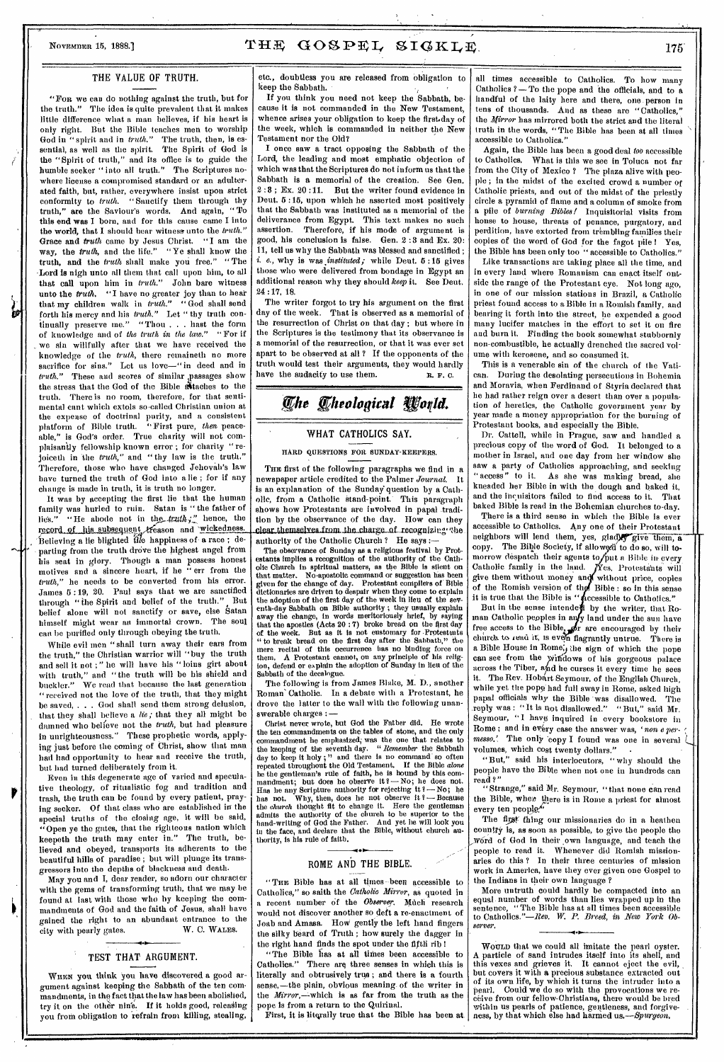## THE VALUE OF TRUTH.

"For we can do nothing against the truth, but for the truth." The idea is quite prevalent that it makes little difference what a man believes, if his heart is only right. But the Bible teaches men to worship God in "spirit and in *truth*." The truth, then, is essential, as well as the spirit. The Spirit of God is the "Spirit of truth," and his office is to guide the humble seeker "into all truth." The Scriptures nowhere license a compromised standard or an adulterated faith, but, rather, everywhere insist upon strict conformity to *truth*. "Sanctify them through thy truth," are the Saviour's words. And again, "To this end was I born, and for this cause came I into the world, that I should bear witness unto the *truth*." Grace and *truth* came by Jesus Christ. "I am the way, the *truth*, and the life." "Ye shall know the truth, and the *truth* shall make you free." "The Lord is nigh unto all them that call upon him, to all that call upon him in *truth*." John bare witness unto the *truth*. "I have no greater joy than to hear that my children walk in *truth*." "God shall send forth his mercy and his *truth*." Let "thy truth continually preserve me." "Thou . . . hast the form of knowledge and of *the truth in the law*." "For if we sin willfully after that we have received the knowledge of the *truth*, there remaineth no more sacrifice for sins." Let us love—"in deed and in *truth*." These and scores of similar passages show the stress that the God of the Bible attaches to the truth. There is no room, therefore, for that sentimental cant which extols so-called Christian union at the expense of doctrinal purity, and a consistent platform of Bible truth. "First pure, *then* peaceable," is God's order. True charity will not complaisantly fellowship known error; for charity "rejoiceth in the *truth*," and "thy law is the truth." Therefore, those who have changed Jehovah's law have turned the truth of God into a lie; for if any change is made in truth, it is truth no longer.

It was by accepting the first lie that the human family was hurled to ruin. Satan is "the father of lies." "He abode not in the *truth*;" hence, the record of his subsequent treason and wickedness. Believing a lie blighted the happiness of a race; departing from the truth drove the highest angel from his seat in glory. Though a man possess honest motives and a sincere heart, if he "err from the *truth*," he needs to be converted from his error. James 5:19, 20. Paul says that we are sanctified through "the Spirit and belief of the truth." But belief alone will not sanctify or save, else Satan himself might wear an immortal crown. The soul can be purified only through obeying the truth.

While evil men "shall turn away their ears from the truth," the Christian warrior will "buy the truth and sell it not;" he will have his "loins girt about with truth," and "the truth will be his shield and buckler." We read that because the last generation "received not the love of the truth, that they might be saved, . . . God shall send them strong delusion, that they shall believe a *lie*; that they all might be damned who believe not the *truth*, but had pleasure in unrighteousness." These prophetic words, applying just before the coming of Christ, show that man had had opportunity to hear and receive the truth, but had turned deliberately from it.

Even in this degenerate age of varied and speculative theology, of ritualistic fog and tradition and trash, the truth can be found by every patient, praying seeker. Of that class who are established in the special truths of the closing age, it will be said, "Open ye the gates, that the righteous nation which keepeth the truth may enter in." The truth, believed and obeyed, transports its adherents to the beautiful hills of paradise; but will plunge its transgressors into the depths of blackness and death.

May you and I, dear reader, so adorn our character with the gems of transforming truth, that we may be found at last with those who by keeping the commandments of God and the faith of Jesus, shall have gained the right to an abundant entrance to the city with pearly gates.

W. C. Wales.

## TEST THAT ARGUMENT.

When you think you have discovered a good argument against keeping the Sabbath of the ten commandments, in the fact that the law has been abolished, try it on the other nine. If it holds good, releasing you from obligation to refrain from killing, stealing, etc., doubtless you are released from obligation to keep the Sabbath.

If you think you need not keep the Sabbath, because it is not commanded in the New Testament, whence arises your obligation to keep the first day of the week, which is commanded in neither the New Testament nor the Old?

I once saw a tract opposing the Sabbath of the Lord, the leading and most emphatic objection of which was that the Scriptures do not inform us that the Sabbath is a memorial of the creation. See Gen. 2:3; Ex. 20:11. But the writer found evidence in Deut. 5:15, upon which he asserted most positively that the Sabbath was instituted as a memorial of the deliverance from Egypt. This text makes no such assertion. Therefore, if his mode of argument is good, his conclusion is false. Gen. 2:3 and Ex. 20:11, tell us why the Sabbath was blessed and sanctified; *i. e.*, why is was *instituted*; while Deut. 5:15 gives those who were delivered from bondage in Egypt an additional reason why they should *keep* it. See Deut. 24:17, 18.

The writer forgot to try his argument on the first day of the week. That is observed as a memorial of the resurrection of Christ on that day; but where in the Scriptures is the testimony that its observance is a memorial of the resurrection, or that it was ever set apart to be observed at all? If the opponents of the truth would test their arguments, they would hardly have the audacity to use them.

R. F. C.

# The Theological World.

## WHAT CATHOLICS SAY.

### HARD QUESTIONS FOR SUNDAY-KEEPERS.

The first of the following paragraphs we find in a newspaper article credited to the Palmer *Journal*. It is an explanation of the Sunday question by a Catholic, from a Catholic stand-point. This paragraph shows how Protestants are involved in papal tradition by the observance of the day. How can they clear themselves from the charge of recognizing the authority of the Catholic Church? He says:—

The observance of Sunday as a religious festival by Protestants implies a recognition of the authority of the Catholic Church in spiritual matters, as the Bible is silent on that matter. No apostolic command or suggestion has been given for the change of day. Protestant compilers of Bible dictionaries are driven to despair when they come to explain the adoption of the first day of the week in lieu of the seventh-day Sabbath on Bible authority; they usually explain away the change, in words meritoriously brief, by saying that the apostles (Acts 20:7) broke bread on the first day of the week. But as it is not customary for Protestants "to break bread on the first day after the Sabbath," the mere recital of this occurrence has no binding force on them. A Protestant cannot, on any principle of his religion, defend or explain the adoption of Sunday in lieu of the Sabbath of the decalogue.

The following is from James Blake, M. D., another Roman Catholic. In a debate with a Protestant, he drove the latter to the wall with the following unanswerable charges:—

Christ never wrote, but God the Father did. He wrote the ten commandments on the tables of stone, and the only commandment he emphasized, was the one that relates to the keeping of the seventh day. "*Remember* the Sabbath day to keep it holy;" and there is no command so often repeated throughout the Old Testament. If the Bible *alone* be the gentleman's rule of faith, he is bound by this commandment; but does he observe it?—No; he does not. Has he any Scripture authority for rejecting it?—No; he has not. Why, then, does he not observe it?—Because the *church* thought fit to change it. Here the gentleman admits the authority of the church to be superior to the hand-writing of God the Father. And yet he will look you in the face, and declare that the Bible, without church authority, is his rule of faith.

## ROME AND THE BIBLE.

"The Bible has at all times been accessible to Catholics," so saith the *Catholic Mirror*, as quoted in a recent number of the *Observer*. Much research would not discover another so deft a re-enactment of Joab and Amasa. How gently the left hand fingers the silky beard of Truth; how surely the dagger in the right hand finds the spot under the fifth rib!

"The Bible has at all times been accessible to Catholics." There are three senses in which this is literally and obtrusively true; and there is a fourth sense,—the plain, obvious meaning of the writer in the *Mirror*,—which is as far from the truth as the pope is from a return to the Quirinal.

First, it is literally true that the Bible has been at all times accessible to Catholics. To how many Catholics?—To the pope and the officials, and to a handful of the laity here and there, one person in tens of thousands. And as these are "Catholics," the *Mirror* has mirrored both the strict and the literal truth in the words, "The Bible has been at all times accessible to Catholics."

Again, the Bible has been a good deal *too* accessible to Catholics. What is this we see in Toluca not far from the City of Mexico? The plaza alive with people; in the midst of the excited crowd a number of Catholic priests, and out of the midst of the priestly circle a pyramid of flame and a column of smoke from a pile of *burning Bibles!* Inquisitorial visits from house to house, threats of penance, purgatory, and perdition, have extorted from trembling families their copies of the word of God for the fagot pile! Yes, the Bible has been only too "accessible to Catholics."

Like transactions are taking place all the time, and in every land where Romanism can enact itself outside the range of the Protestant eye. Not long ago, in one of our mission stations in Brazil, a Catholic priest found access to a Bible in a Romish family, and bearing it forth into the street, he expended a good many lucifer matches in the effort to set it on fire and burn it. Finding the book somewhat stubbornly non-combustible, he actually drenched the sacred volume with kerosene, and so consumed it.

This is a venerable sin of the church of the Vatican. During the desolating persecutions in Bohemia and Moravia, when Ferdinand of Styria declared that he had rather reign over a desert than over a population of heretics, the Catholic government year by year made a money appropriation for the burning of Protestant books, and especially the Bible.

Dr. Cattell, while in Prague, saw and handled a precious copy of the word of God. It belonged to a mother in Israel, and one day from her window she saw a party of Catholics approaching, and seeking "access" to it. As she was making bread, she kneaded her Bible in with the dough and baked it, and the inquisitors failed to find access to it. That baked Bible is read in the Bohemian churches to-day.

There is a third sense in which the Bible is ever accessible to Catholics. Any one of their Protestant neighbors will lend them, yes, gladly give them, a copy. The Bible Society, if allowed to do so, will tomorrow despatch their agents to put a Bible in every Catholic family in the land. Yes, Protestants will give them without money and without price, copies of the Romish version of the Bible: so in this sense it is true that the Bible is "accessible to Catholics."

But in the sense intended by the writer, that Roman Catholic peoples in any land under the sun have free access to the Bible, or are encouraged by their church to read it, is even flagrantly untrue. There is a Bible House in Rome; the sign of which the pope can see from the windows of his gorgeous palace across the Tiber, and he curses it every time he sees it. The Rev. Hobart Seymour, of the English Church, while yet the pope had full sway in Rome, asked high papal officials why the Bible was disallowed. The reply was: "It is not disallowed." "But," said Mr. Seymour, "I have inquired in every bookstore in Rome; and in every case the answer was, '*non e permesso*.' The only copy I found was one in several volumes, which cost twenty dollars."

"But," said his interlocutors, "why should the people have the Bible when not one in hundreds can read?"

"Strange," said Mr. Seymour, "that none can read the Bible, when there is in Rome a priest for almost every ten people."

The first thing our missionaries do in a heathen country is, as soon as possible, to give the people the word of God in their own language, and teach the people to read it. Whenever did Romish missionaries do this? In their three centuries of mission work in America, have they ever given one Gospel to the Indians in their own language?

More untruth could hardly be compacted into an equal number of words than lies wrapped up in the sentence, "The Bible has at all times been accessible to Catholics."—*Rev. W. P. Breed, in New York Observer.*

---

Would that we could all imitate the pearl oyster. A particle of sand intrudes itself into its shell, and this vexes and grieves it. It cannot eject the evil, but covers it with a precious substance extracted out of its own life, by which it turns the intruder into a pearl. Could we do so with the provocations we receive from our fellow-Christians, there would be bred within us pearls of patience, gentleness, and forgiveness, by that which else had harmed us.—*Spurgeon.*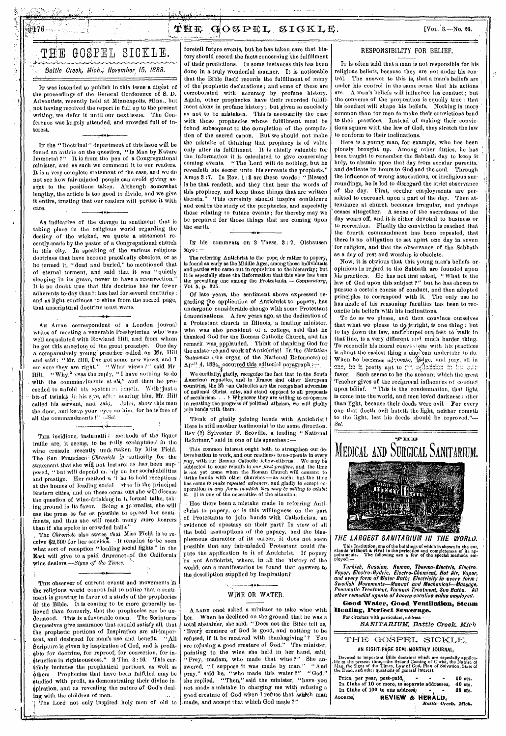# THE GOSPEL SICKLE.

*Battle Creek, Mich., November 15, 1888.*

It was intended to publish in this issue a digest of the proceedings of the General Conference of S. D. Adventists, recently held at Minneapolis, Minn., but not having received the report in full up to the present writing, we defer it until our next issue. The Conference was largely attended, and crowded full of interest.

In the "Doctrinal" department of this issue will be found an article on the question, "Is Man by Nature Immortal?" It is from the pen of a Congregational minister, and as such we commend it to our readers. It is a very complete statement of the case, and we do not see how fair-minded people can avoid giving assent to the positions taken. Although somewhat lengthy, the article is too good to divide, and we give it entire, trusting that our readers will peruse it with care.

As indicative of the change in sentiment that is taking place in the religious world regarding the destiny of the wicked, we quote a statement recently made by the pastor of a Congregational church in this city. In speaking of the various religious doctrines that have become practically obsolete, or as he termed it, "dead and buried," he mentioned that of eternal torment, and said that it was "quietly sleeping in its grave, never to have a resurrection." It is no doubt true that this doctrine has far fewer adherents to-day than it has had for several centuries; and as light continues to shine from the sacred page, that unscriptural doctrine must wane.

An Arran correspondent of a London journal writes of meeting a venerable Presbyterian who was well acquainted with Rowland Hill, and from whom he got this anecdote of the great preacher. One day a comparatively young preacher called on Mr. Hill and said: "Mr. Hill, I've got some new views, and I am sure they are right." "What views?" said Mr Hill. "Why," was the reply, "I have nothing to do with the commandments at all," and then he proceeded to unfold his system at length. With just a bit of twinkle in his eye, after hearing him, Mr. Hill called his servant, and said, "John, show this man the door, and keep your eyes on him, for he is free of all the commandments!"—*Sel.*

The insidious, insinuating methods of the liquor traffic are, it seems, to be fully exemplified in the wine crusade recently undertaken by Miss Field. The San Francisco *Chronicle* is authority for the statement that she will not lecture, as has been supposed, "but will depend mainly on her social abilities and prestige. Her method will be to hold receptions at the homes of leading social lights in the principal Eastern cities, and on these occasions she will discuss the question of wine-drinking in informal talks, taking ground in its favor. Being a journalist, she will use the press as far as possible to spread her sentiments, and thus she will reach many more hearers than if she spoke in crowded halls."

The *Chronicle* also states that Miss Field is to receive \$2,500 for her services. It remains to be seen what sort of reception "leading social lights" in the East will give to a paid drummer of the California wine dealers.—*Signs of the Times.*

The observer of current events and movements in the religious world cannot fail to notice that a sentiment is growing in favor of a study of the prophecies of the Bible. It is coming to be more generally believed than formerly, that the prophecies can be understood. This is a favorable omen. The Scriptures themselves give assurance that should satisfy all, that the prophetic portions of Inspiration are all-important, and designed for man's use and benefit. "All Scripture is given by inspiration of God, and is profitable for doctrine, for reproof, for correction, for instruction in righteousness." 2 Tim. 3:16. This certainly includes the prophetical portions, as well as others. Prophecies that have been fulfilled may be studied with profit, as demonstrating their divine inspiration, and as revealing the nature of God's dealing with the children of men.

The Lord not only inspired holy men of old to foretell future events, but he has taken care that history should record the facts concerning the fulfillment of their predictions. In some instances this has been done in a truly wonderful manner. It is noticeable that the Bible itself records the fulfillment of many of the prophetic declarations; and some of these are corroborated with accuracy by profane history. Again, other prophecies have their recorded fulfillment alone in profane history; but given so concisely as not to be mistaken. This is necessarily the case with those prophecies whose fulfillment must be found subsequent to the completion of the compilation of the sacred canon. But we should not make the mistake of thinking that prophecy is of value only after its fulfillment. It is chiefly valuable for the information it is calculated to give concerning coming events. "The Lord will do nothing, but he revealeth his secret unto his servants the prophets." Amos 3:7. In Rev. 1:3 are these words: "Blessed is he that readeth, and they that hear the words of this prophecy, and keep those things that are written therein." This certainly should inspire confidence and zeal in the study of the prophecies, and especially those relating to future events; for thereby may we be prepared for those things that are coming upon the earth.

In his comments on 2 Thess. 2:7, Olshausen says:—

The referring Antichrist to the pope, or rather to popery, is found as early as the Middle Ages, among those individuals and parties who came out in opposition to the hierarchy; but it is especially since the Reformation that this view has been the prevailing one among the Protestants.—*Commentary*, Vol. 5, p. 325.

Of late years, the sentiment above expressed regarding the application of Antichrist to popery, has undergone considerable change with some Protestant denominations. A few years ago, at the dedication of a Protestant church in Illinois, a leading minister, who was also president of a college, said that he thanked God for the Roman Catholic Church, and his remark was applauded. Think of thanking God for the existence and work of Antichrist! In the *Christian Statesman* (the organ of the National Reformers) of Apr. 4, 1884, occurred this editorial paragraph:—

We cordially, gladly, recognize the fact that in the South American republics, and in France and other European countries, the Roman Catholics are the recognized advocates of national Christianity, and stand opposed to all proposals of secularism. . . . Whenever they are willing to co-operate in resisting the progress of political atheism, we will gladly join hands with them.

Think of gladly joining hands with Antichrist! Here is still another testimonial in the same direction. Rev (?) Sylvester F. Scoville, a leading "National Reformer," said in one of his speeches:—

This common interest ought both to strengthen our determination to work, and our readiness to co-operate in every way, with our Roman Catholic fellow-citizens. We may be subjected to some rebuffs in *our first proffers*, and the time is not yet come when the Roman Church will consent to strike hands with other churches—as such; but the time has come *to make repeated advances*, and gladly to accept co-operation *in any form in which they may be willing to exhibit it*. It is one of the necessities of the situation.

Has there been a mistake made in referring Antichrist to popery, or is this willingness on the part of Protestants to join hands with Catholicism, an evidence of apostasy on their part? In view of all the bold assumptions of the papacy, and the blasphemous character of its career, it does not seem possible that any fair-minded Protestant could dispute the application to it of Antichrist. If popery be not Antichrist, where, in all the history of the world, can a manifestation be found that answers to the description supplied by Inspiration?

## WINE OR WATER.

A lady once asked a minister to take wine with her. When he declined on the ground that he was a total abstainer, she said, "Does not the Bible tell us, 'Every creature of God is good, and nothing to be refused, if it be received with thanksgiving'? You are refusing a good creature of God." The minister, pointing to the wine she held in her hand, said, "Pray, madam, who made that wine?" She answered, "I suppose it was made by man." "And pray," said he, "who made this water?" "God," she replied. "Then," said the minister, "have you not made a mistake in charging me with refusing a good creature of God when I refuse that which man made, and accept that which God made?"

## RESPONSIBILITY FOR BELIEF.

It is often said that a man is not responsible for his religious beliefs, because they are not under his control. The answer to this is, that a man's beliefs are under his control in the same sense that his actions are. A man's beliefs will influence his conduct; but the converse of the proposition is equally true: that his conduct will shape his beliefs. Nothing is more common than for men to make their convictions bend to their practices. Instead of making their convictions square with the law of God, they stretch the law to conform to their inclinations.

Here is a young man, for example, who has been piously brought up. Among other duties, he has been taught to remember the Sabbath day to keep it holy, to abstain upon that day from secular pursuits, and dedicate its hours to God and the soul. Through the influence of wrong associations, or irreligious surroundings, he is led to disregard the strict observance of the day. First, secular employments are permitted to encroach upon a part of the day. Then attendance at church becomes irregular, and perhaps ceases altogether. A sense of the sacredness of the day wears off, and it is either devoted to business or to recreation. Finally the conviction is reached that the fourth commandment has been repealed, that there is no obligation to set apart one day in seven for religion, and that the observance of the Sabbath as a day of rest and worship is obsolete.

Now, it is obvious that this young man's beliefs or opinions in regard to the Sabbath are founded upon his practices. He has not first asked, "What is the law of God upon this subject?" but he has chosen to pursue a certain course of conduct, and then adopted principles to correspond with it. The only use he has made of his reasoning faculties has been to reconcile his beliefs with his inclinations.

To do as we please, and then convince ourselves that what we please to do is right, is one thing: but to lay down the law, and compel our feet to walk in that line, is a very different and much harder thing. To reconcile his moral convictions with his practices is about the easiest thing a man can undertake to do. When he becomes advocate, judge, and jury, all in one, he is pretty apt to get a decision in his own favor. Such seems to be the account which the great Teacher gives of the reciprocal influences of conduct upon belief. "This is the condemnation, that light is come into the world, and men loved darkness rather than light, because their deeds were evil. For every one that doeth evil hateth the light, neither cometh to the light, lest his deeds should be reproved."—*Sel.*

THE

# MEDICAL AND SURGICAL SANITARIUM.

*THE LARGEST SANITARIUM IN THE WORLD.*

This Institution, one of the buildings of which is shown in the cut, stands without a rival in the perfection and completeness of its appointments. The following are a few of the special methods employed:—

*Turkish, Russian, Roman, Thermo-Electric, Electro-Vapor, Electro-Hydric, Electro-Chemical, Hot Air, Vapor, and every form of Water Bath; Electricity in every form; Swedish Movements—Manual and Mechanical—Massage, Pneumatic Treatment, Vacuum Treatment, Sun Baths. All other remedial agents of known curative value employed.*

**Good Water, Good Ventilation, Steam Heating, Perfect Sewerage.**

For circulars with particulars, address

SANITARIUM, *Battle Creek, Mich*

## THE GOSPEL SICKLE,

**AN EIGHT-PAGE SEMI-MONTHLY JOURNAL,**

Devoted to important Bible doctrines which are especially applicable to the present time,—the Second Coming of Christ, the Nature of Man, the Signs of the Times, Law of God, Plan of Salvation, State of the Dead, and other questions of general interest.

| | |
|---|---|
| Price, per year, post-paid, | 50 cts. |
| In Clubs of 10 or more, to separate addresses, | 40 cts. |
| In Clubs of 100 to one address, | 35 cts. |

Address, **REVIEW & HERALD,** *Battle Creek, Mich.*